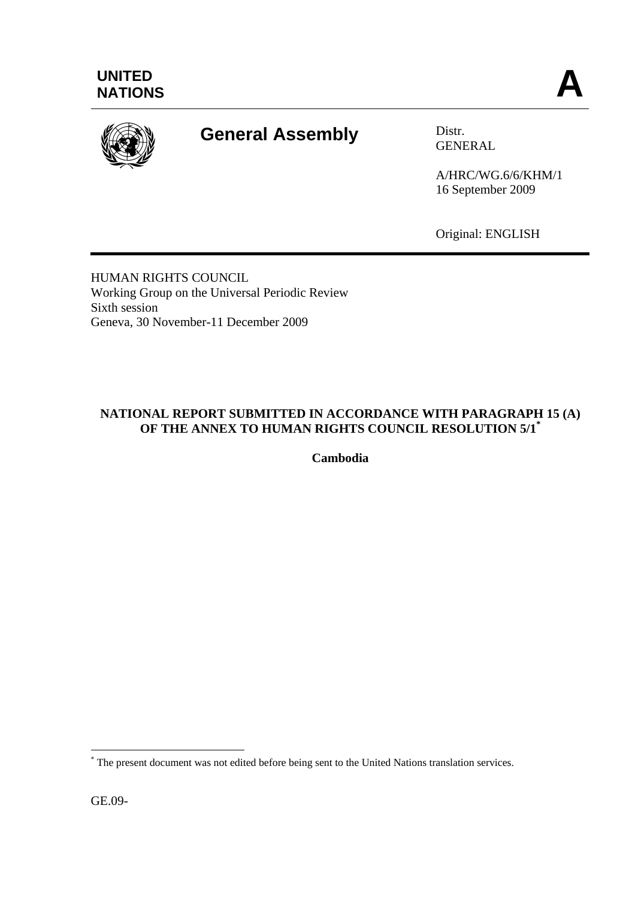**UNITED NATIONS**

**A**

# General Assembly

Distr.
GENERAL

A/HRC/WG.6/6/KHM/1
16 September 2009

Original: ENGLISH

HUMAN RIGHTS COUNCIL
Working Group on the Universal Periodic Review
Sixth session
Geneva, 30 November-11 December 2009

## NATIONAL REPORT SUBMITTED IN ACCORDANCE WITH PARAGRAPH 15 (A) OF THE ANNEX TO HUMAN RIGHTS COUNCIL RESOLUTION 5/1[*]

**Cambodia**

[*] The present document was not edited before being sent to the United Nations translation services.

GE.09-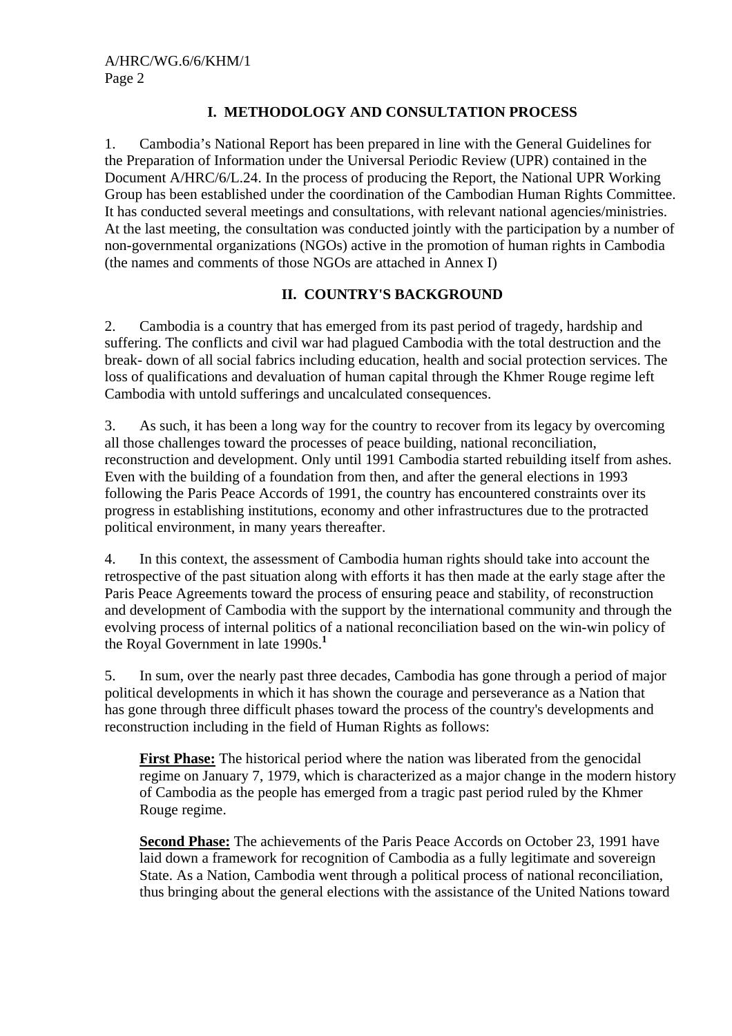## I. METHODOLOGY AND CONSULTATION PROCESS

1. Cambodia's National Report has been prepared in line with the General Guidelines for the Preparation of Information under the Universal Periodic Review (UPR) contained in the Document A/HRC/6/L.24. In the process of producing the Report, the National UPR Working Group has been established under the coordination of the Cambodian Human Rights Committee. It has conducted several meetings and consultations, with relevant national agencies/ministries. At the last meeting, the consultation was conducted jointly with the participation by a number of non-governmental organizations (NGOs) active in the promotion of human rights in Cambodia (the names and comments of those NGOs are attached in Annex I)

## II. COUNTRY'S BACKGROUND

2. Cambodia is a country that has emerged from its past period of tragedy, hardship and suffering. The conflicts and civil war had plagued Cambodia with the total destruction and the break- down of all social fabrics including education, health and social protection services. The loss of qualifications and devaluation of human capital through the Khmer Rouge regime left Cambodia with untold sufferings and uncalculated consequences.

3. As such, it has been a long way for the country to recover from its legacy by overcoming all those challenges toward the processes of peace building, national reconciliation, reconstruction and development. Only until 1991 Cambodia started rebuilding itself from ashes. Even with the building of a foundation from then, and after the general elections in 1993 following the Paris Peace Accords of 1991, the country has encountered constraints over its progress in establishing institutions, economy and other infrastructures due to the protracted political environment, in many years thereafter.

4. In this context, the assessment of Cambodia human rights should take into account the retrospective of the past situation along with efforts it has then made at the early stage after the Paris Peace Agreements toward the process of ensuring peace and stability, of reconstruction and development of Cambodia with the support by the international community and through the evolving process of internal politics of a national reconciliation based on the win-win policy of the Royal Government in late 1990s.[1]

5. In sum, over the nearly past three decades, Cambodia has gone through a period of major political developments in which it has shown the courage and perseverance as a Nation that has gone through three difficult phases toward the process of the country's developments and reconstruction including in the field of Human Rights as follows:

**First Phase:** The historical period where the nation was liberated from the genocidal regime on January 7, 1979, which is characterized as a major change in the modern history of Cambodia as the people has emerged from a tragic past period ruled by the Khmer Rouge regime.

**Second Phase:** The achievements of the Paris Peace Accords on October 23, 1991 have laid down a framework for recognition of Cambodia as a fully legitimate and sovereign State. As a Nation, Cambodia went through a political process of national reconciliation, thus bringing about the general elections with the assistance of the United Nations toward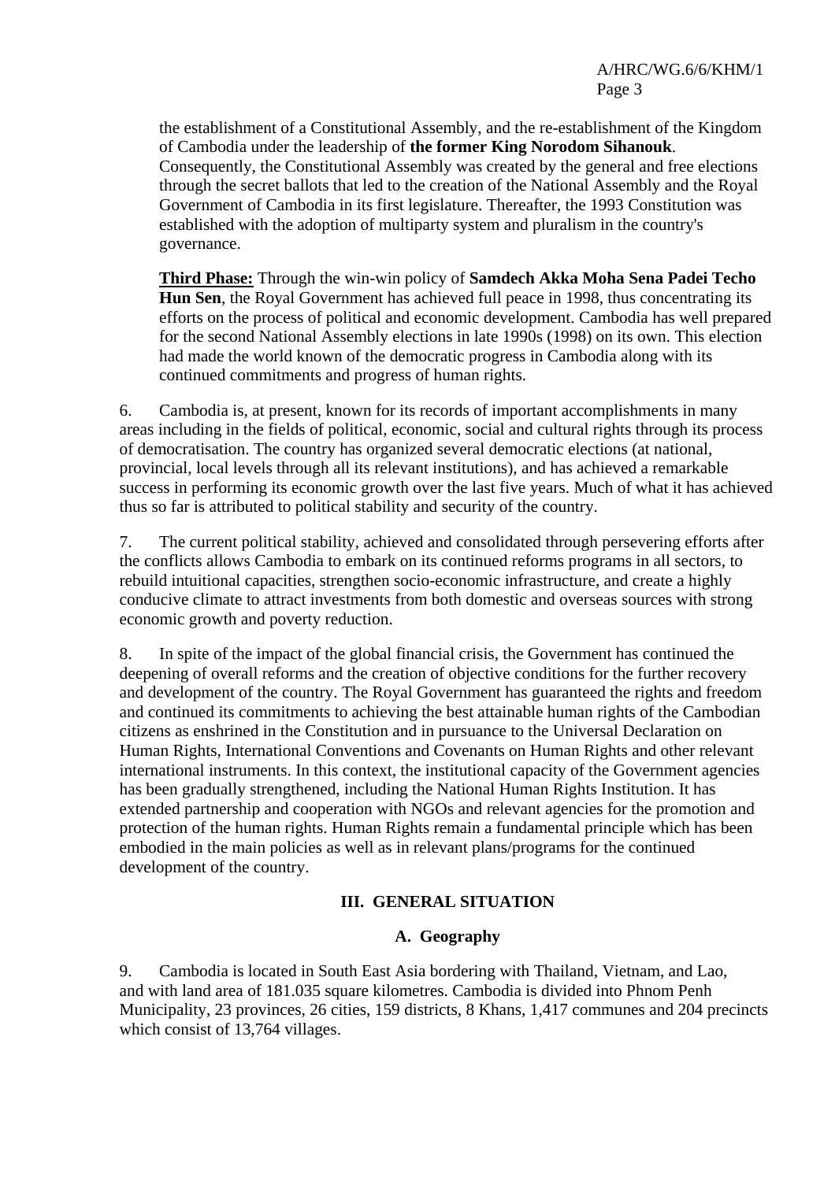the establishment of a Constitutional Assembly, and the re-establishment of the Kingdom of Cambodia under the leadership of **the former King Norodom Sihanouk**. Consequently, the Constitutional Assembly was created by the general and free elections through the secret ballots that led to the creation of the National Assembly and the Royal Government of Cambodia in its first legislature. Thereafter, the 1993 Constitution was established with the adoption of multiparty system and pluralism in the country's governance.

**<u>Third Phase:</u>** Through the win-win policy of **Samdech Akka Moha Sena Padei Techo Hun Sen**, the Royal Government has achieved full peace in 1998, thus concentrating its efforts on the process of political and economic development. Cambodia has well prepared for the second National Assembly elections in late 1990s (1998) on its own. This election had made the world known of the democratic progress in Cambodia along with its continued commitments and progress of human rights.

6. Cambodia is, at present, known for its records of important accomplishments in many areas including in the fields of political, economic, social and cultural rights through its process of democratisation. The country has organized several democratic elections (at national, provincial, local levels through all its relevant institutions), and has achieved a remarkable success in performing its economic growth over the last five years. Much of what it has achieved thus so far is attributed to political stability and security of the country.

7. The current political stability, achieved and consolidated through persevering efforts after the conflicts allows Cambodia to embark on its continued reforms programs in all sectors, to rebuild intuitional capacities, strengthen socio-economic infrastructure, and create a highly conducive climate to attract investments from both domestic and overseas sources with strong economic growth and poverty reduction.

8. In spite of the impact of the global financial crisis, the Government has continued the deepening of overall reforms and the creation of objective conditions for the further recovery and development of the country. The Royal Government has guaranteed the rights and freedom and continued its commitments to achieving the best attainable human rights of the Cambodian citizens as enshrined in the Constitution and in pursuance to the Universal Declaration on Human Rights, International Conventions and Covenants on Human Rights and other relevant international instruments. In this context, the institutional capacity of the Government agencies has been gradually strengthened, including the National Human Rights Institution. It has extended partnership and cooperation with NGOs and relevant agencies for the promotion and protection of the human rights. Human Rights remain a fundamental principle which has been embodied in the main policies as well as in relevant plans/programs for the continued development of the country.

## III. GENERAL SITUATION

### A. Geography

9. Cambodia is located in South East Asia bordering with Thailand, Vietnam, and Lao, and with land area of 181.035 square kilometres. Cambodia is divided into Phnom Penh Municipality, 23 provinces, 26 cities, 159 districts, 8 Khans, 1,417 communes and 204 precincts which consist of 13,764 villages.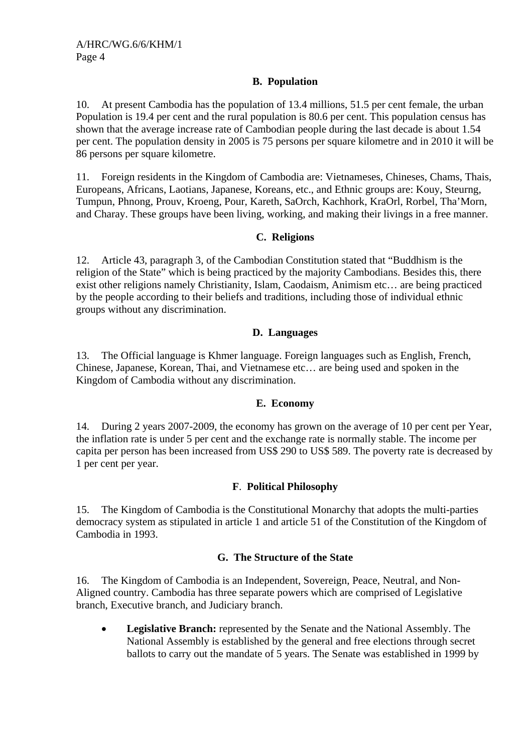### B. Population

10. At present Cambodia has the population of 13.4 millions, 51.5 per cent female, the urban Population is 19.4 per cent and the rural population is 80.6 per cent. This population census has shown that the average increase rate of Cambodian people during the last decade is about 1.54 per cent. The population density in 2005 is 75 persons per square kilometre and in 2010 it will be 86 persons per square kilometre.

11. Foreign residents in the Kingdom of Cambodia are: Vietnameses, Chineses, Chams, Thais, Europeans, Africans, Laotians, Japanese, Koreans, etc., and Ethnic groups are: Kouy, Steurng, Tumpun, Phnong, Prouv, Kroeng, Pour, Kareth, SaOrch, Kachhork, KraOrl, Rorbel, Tha'Morn, and Charay. These groups have been living, working, and making their livings in a free manner.

### C. Religions

12. Article 43, paragraph 3, of the Cambodian Constitution stated that "Buddhism is the religion of the State" which is being practiced by the majority Cambodians. Besides this, there exist other religions namely Christianity, Islam, Caodaism, Animism etc… are being practiced by the people according to their beliefs and traditions, including those of individual ethnic groups without any discrimination.

### D. Languages

13. The Official language is Khmer language. Foreign languages such as English, French, Chinese, Japanese, Korean, Thai, and Vietnamese etc… are being used and spoken in the Kingdom of Cambodia without any discrimination.

### E. Economy

14. During 2 years 2007-2009, the economy has grown on the average of 10 per cent per Year, the inflation rate is under 5 per cent and the exchange rate is normally stable. The income per capita per person has been increased from US$ 290 to US$ 589. The poverty rate is decreased by 1 per cent per year.

### F. Political Philosophy

15. The Kingdom of Cambodia is the Constitutional Monarchy that adopts the multi-parties democracy system as stipulated in article 1 and article 51 of the Constitution of the Kingdom of Cambodia in 1993.

### G. The Structure of the State

16. The Kingdom of Cambodia is an Independent, Sovereign, Peace, Neutral, and Non-Aligned country. Cambodia has three separate powers which are comprised of Legislative branch, Executive branch, and Judiciary branch.

- **Legislative Branch:** represented by the Senate and the National Assembly. The National Assembly is established by the general and free elections through secret ballots to carry out the mandate of 5 years. The Senate was established in 1999 by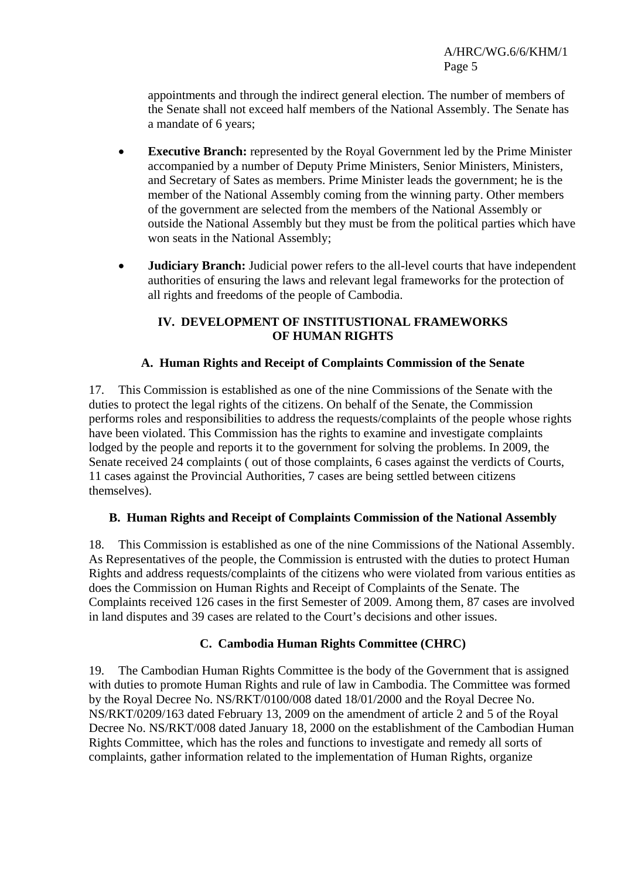appointments and through the indirect general election. The number of members of the Senate shall not exceed half members of the National Assembly. The Senate has a mandate of 6 years;

- **Executive Branch:** represented by the Royal Government led by the Prime Minister accompanied by a number of Deputy Prime Ministers, Senior Ministers, Ministers, and Secretary of Sates as members. Prime Minister leads the government; he is the member of the National Assembly coming from the winning party. Other members of the government are selected from the members of the National Assembly or outside the National Assembly but they must be from the political parties which have won seats in the National Assembly;

- **Judiciary Branch:** Judicial power refers to the all-level courts that have independent authorities of ensuring the laws and relevant legal frameworks for the protection of all rights and freedoms of the people of Cambodia.

## IV. DEVELOPMENT OF INSTITUSTIONAL FRAMEWORKS OF HUMAN RIGHTS

### A. Human Rights and Receipt of Complaints Commission of the Senate

17. This Commission is established as one of the nine Commissions of the Senate with the duties to protect the legal rights of the citizens. On behalf of the Senate, the Commission performs roles and responsibilities to address the requests/complaints of the people whose rights have been violated. This Commission has the rights to examine and investigate complaints lodged by the people and reports it to the government for solving the problems. In 2009, the Senate received 24 complaints ( out of those complaints, 6 cases against the verdicts of Courts, 11 cases against the Provincial Authorities, 7 cases are being settled between citizens themselves).

### B. Human Rights and Receipt of Complaints Commission of the National Assembly

18. This Commission is established as one of the nine Commissions of the National Assembly. As Representatives of the people, the Commission is entrusted with the duties to protect Human Rights and address requests/complaints of the citizens who were violated from various entities as does the Commission on Human Rights and Receipt of Complaints of the Senate. The Complaints received 126 cases in the first Semester of 2009. Among them, 87 cases are involved in land disputes and 39 cases are related to the Court's decisions and other issues.

### C. Cambodia Human Rights Committee (CHRC)

19. The Cambodian Human Rights Committee is the body of the Government that is assigned with duties to promote Human Rights and rule of law in Cambodia. The Committee was formed by the Royal Decree No. NS/RKT/0100/008 dated 18/01/2000 and the Royal Decree No. NS/RKT/0209/163 dated February 13, 2009 on the amendment of article 2 and 5 of the Royal Decree No. NS/RKT/008 dated January 18, 2000 on the establishment of the Cambodian Human Rights Committee, which has the roles and functions to investigate and remedy all sorts of complaints, gather information related to the implementation of Human Rights, organize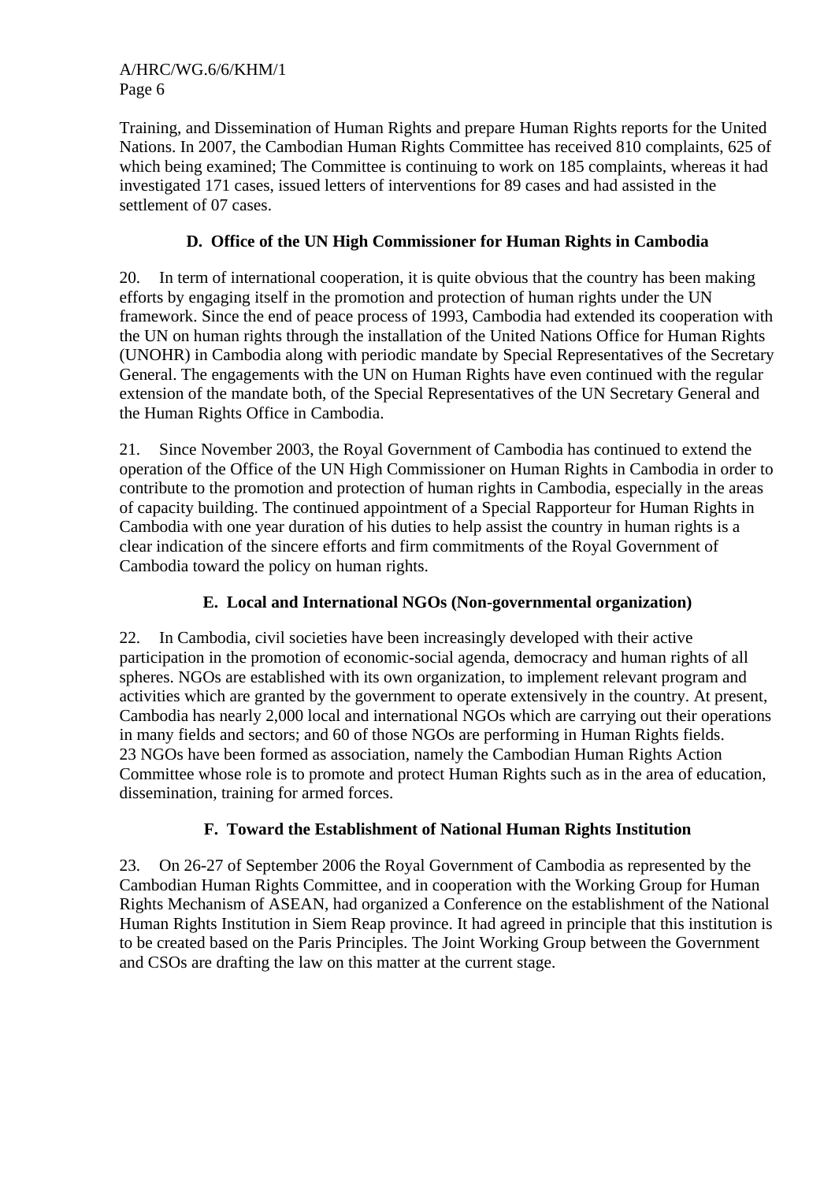Training, and Dissemination of Human Rights and prepare Human Rights reports for the United Nations. In 2007, the Cambodian Human Rights Committee has received 810 complaints, 625 of which being examined; The Committee is continuing to work on 185 complaints, whereas it had investigated 171 cases, issued letters of interventions for 89 cases and had assisted in the settlement of 07 cases.

### D. Office of the UN High Commissioner for Human Rights in Cambodia

20. In term of international cooperation, it is quite obvious that the country has been making efforts by engaging itself in the promotion and protection of human rights under the UN framework. Since the end of peace process of 1993, Cambodia had extended its cooperation with the UN on human rights through the installation of the United Nations Office for Human Rights (UNOHR) in Cambodia along with periodic mandate by Special Representatives of the Secretary General. The engagements with the UN on Human Rights have even continued with the regular extension of the mandate both, of the Special Representatives of the UN Secretary General and the Human Rights Office in Cambodia.

21. Since November 2003, the Royal Government of Cambodia has continued to extend the operation of the Office of the UN High Commissioner on Human Rights in Cambodia in order to contribute to the promotion and protection of human rights in Cambodia, especially in the areas of capacity building. The continued appointment of a Special Rapporteur for Human Rights in Cambodia with one year duration of his duties to help assist the country in human rights is a clear indication of the sincere efforts and firm commitments of the Royal Government of Cambodia toward the policy on human rights.

### E. Local and International NGOs (Non-governmental organization)

22. In Cambodia, civil societies have been increasingly developed with their active participation in the promotion of economic-social agenda, democracy and human rights of all spheres. NGOs are established with its own organization, to implement relevant program and activities which are granted by the government to operate extensively in the country. At present, Cambodia has nearly 2,000 local and international NGOs which are carrying out their operations in many fields and sectors; and 60 of those NGOs are performing in Human Rights fields. 23 NGOs have been formed as association, namely the Cambodian Human Rights Action Committee whose role is to promote and protect Human Rights such as in the area of education, dissemination, training for armed forces.

### F. Toward the Establishment of National Human Rights Institution

23. On 26-27 of September 2006 the Royal Government of Cambodia as represented by the Cambodian Human Rights Committee, and in cooperation with the Working Group for Human Rights Mechanism of ASEAN, had organized a Conference on the establishment of the National Human Rights Institution in Siem Reap province. It had agreed in principle that this institution is to be created based on the Paris Principles. The Joint Working Group between the Government and CSOs are drafting the law on this matter at the current stage.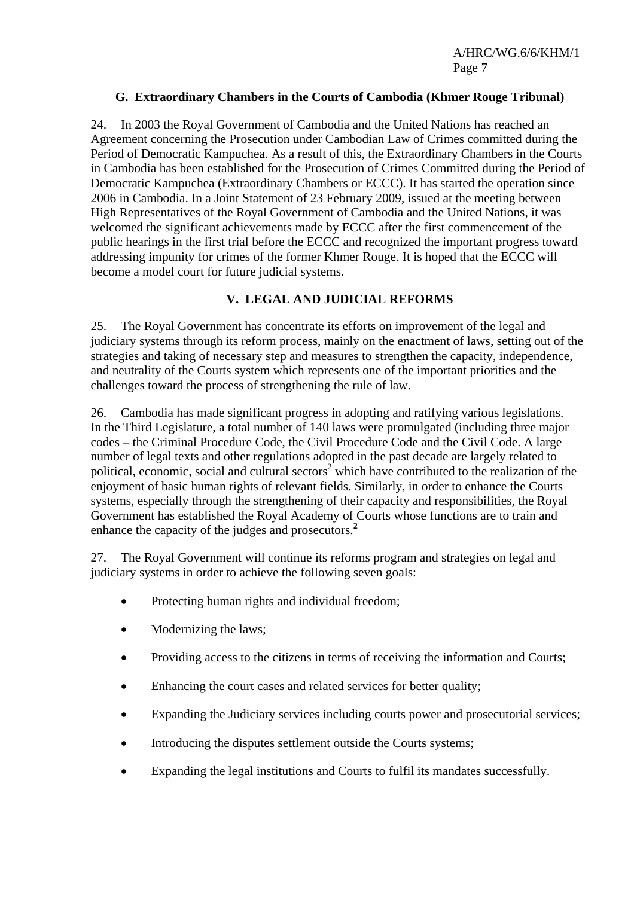### G. Extraordinary Chambers in the Courts of Cambodia (Khmer Rouge Tribunal)

24. In 2003 the Royal Government of Cambodia and the United Nations has reached an Agreement concerning the Prosecution under Cambodian Law of Crimes committed during the Period of Democratic Kampuchea. As a result of this, the Extraordinary Chambers in the Courts in Cambodia has been established for the Prosecution of Crimes Committed during the Period of Democratic Kampuchea (Extraordinary Chambers or ECCC). It has started the operation since 2006 in Cambodia. In a Joint Statement of 23 February 2009, issued at the meeting between High Representatives of the Royal Government of Cambodia and the United Nations, it was welcomed the significant achievements made by ECCC after the first commencement of the public hearings in the first trial before the ECCC and recognized the important progress toward addressing impunity for crimes of the former Khmer Rouge. It is hoped that the ECCC will become a model court for future judicial systems.

## V. LEGAL AND JUDICIAL REFORMS

25. The Royal Government has concentrate its efforts on improvement of the legal and judiciary systems through its reform process, mainly on the enactment of laws, setting out of the strategies and taking of necessary step and measures to strengthen the capacity, independence, and neutrality of the Courts system which represents one of the important priorities and the challenges toward the process of strengthening the rule of law.

26. Cambodia has made significant progress in adopting and ratifying various legislations. In the Third Legislature, a total number of 140 laws were promulgated (including three major codes – the Criminal Procedure Code, the Civil Procedure Code and the Civil Code. A large number of legal texts and other regulations adopted in the past decade are largely related to political, economic, social and cultural sectors[2] which have contributed to the realization of the enjoyment of basic human rights of relevant fields. Similarly, in order to enhance the Courts systems, especially through the strengthening of their capacity and responsibilities, the Royal Government has established the Royal Academy of Courts whose functions are to train and enhance the capacity of the judges and prosecutors.[2]

27. The Royal Government will continue its reforms program and strategies on legal and judiciary systems in order to achieve the following seven goals:

- Protecting human rights and individual freedom;
- Modernizing the laws;
- Providing access to the citizens in terms of receiving the information and Courts;
- Enhancing the court cases and related services for better quality;
- Expanding the Judiciary services including courts power and prosecutorial services;
- Introducing the disputes settlement outside the Courts systems;
- Expanding the legal institutions and Courts to fulfil its mandates successfully.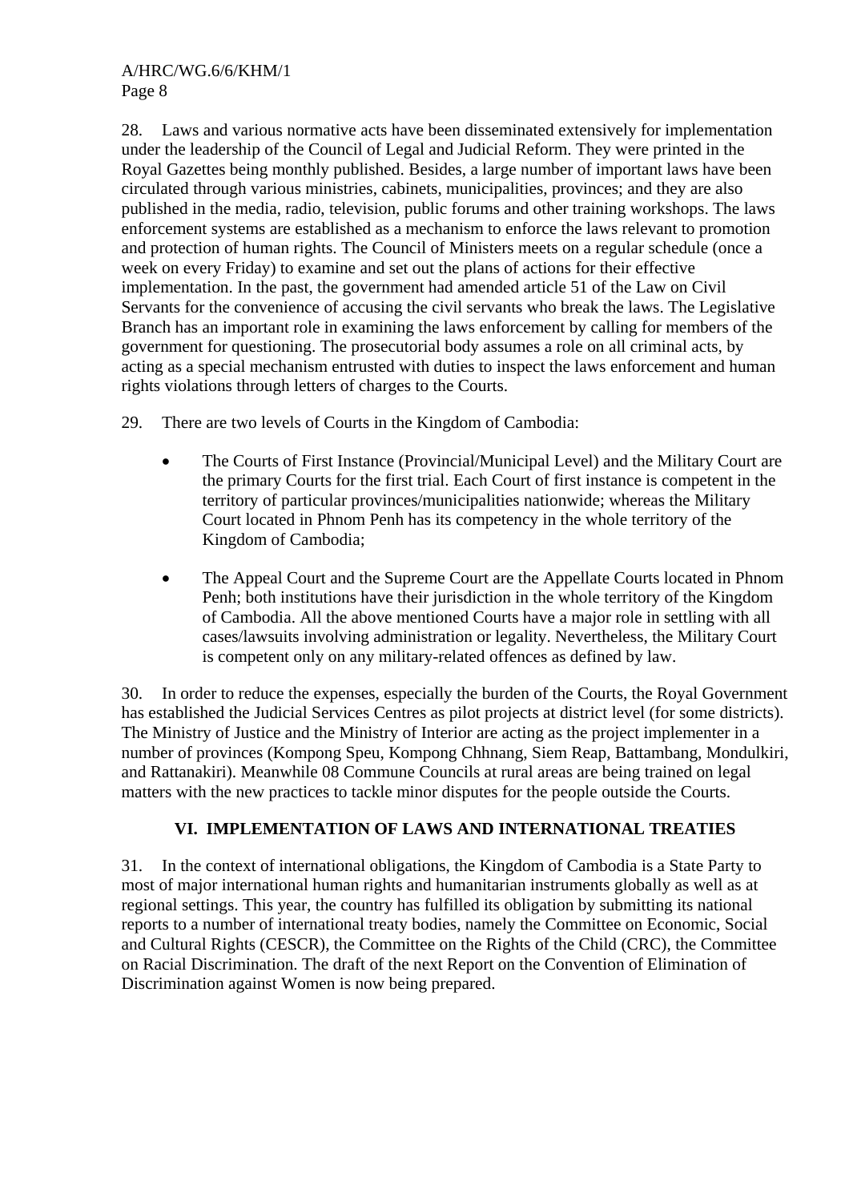28. Laws and various normative acts have been disseminated extensively for implementation under the leadership of the Council of Legal and Judicial Reform. They were printed in the Royal Gazettes being monthly published. Besides, a large number of important laws have been circulated through various ministries, cabinets, municipalities, provinces; and they are also published in the media, radio, television, public forums and other training workshops. The laws enforcement systems are established as a mechanism to enforce the laws relevant to promotion and protection of human rights. The Council of Ministers meets on a regular schedule (once a week on every Friday) to examine and set out the plans of actions for their effective implementation. In the past, the government had amended article 51 of the Law on Civil Servants for the convenience of accusing the civil servants who break the laws. The Legislative Branch has an important role in examining the laws enforcement by calling for members of the government for questioning. The prosecutorial body assumes a role on all criminal acts, by acting as a special mechanism entrusted with duties to inspect the laws enforcement and human rights violations through letters of charges to the Courts.

29. There are two levels of Courts in the Kingdom of Cambodia:

- The Courts of First Instance (Provincial/Municipal Level) and the Military Court are the primary Courts for the first trial. Each Court of first instance is competent in the territory of particular provinces/municipalities nationwide; whereas the Military Court located in Phnom Penh has its competency in the whole territory of the Kingdom of Cambodia;

- The Appeal Court and the Supreme Court are the Appellate Courts located in Phnom Penh; both institutions have their jurisdiction in the whole territory of the Kingdom of Cambodia. All the above mentioned Courts have a major role in settling with all cases/lawsuits involving administration or legality. Nevertheless, the Military Court is competent only on any military-related offences as defined by law.

30. In order to reduce the expenses, especially the burden of the Courts, the Royal Government has established the Judicial Services Centres as pilot projects at district level (for some districts). The Ministry of Justice and the Ministry of Interior are acting as the project implementer in a number of provinces (Kompong Speu, Kompong Chhnang, Siem Reap, Battambang, Mondulkiri, and Rattanakiri). Meanwhile 08 Commune Councils at rural areas are being trained on legal matters with the new practices to tackle minor disputes for the people outside the Courts.

## VI. IMPLEMENTATION OF LAWS AND INTERNATIONAL TREATIES

31. In the context of international obligations, the Kingdom of Cambodia is a State Party to most of major international human rights and humanitarian instruments globally as well as at regional settings. This year, the country has fulfilled its obligation by submitting its national reports to a number of international treaty bodies, namely the Committee on Economic, Social and Cultural Rights (CESCR), the Committee on the Rights of the Child (CRC), the Committee on Racial Discrimination. The draft of the next Report on the Convention of Elimination of Discrimination against Women is now being prepared.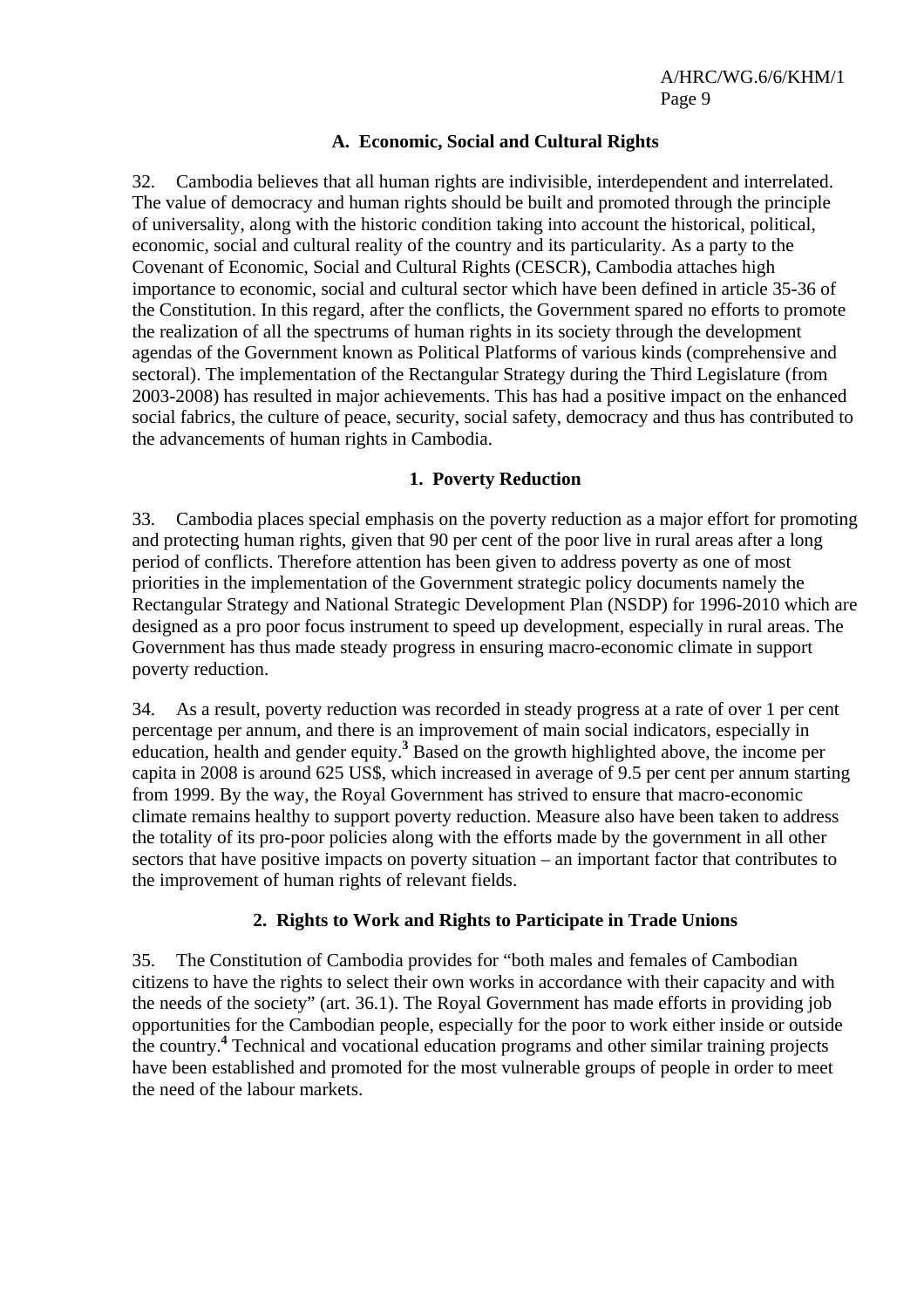### A. Economic, Social and Cultural Rights

32. Cambodia believes that all human rights are indivisible, interdependent and interrelated. The value of democracy and human rights should be built and promoted through the principle of universality, along with the historic condition taking into account the historical, political, economic, social and cultural reality of the country and its particularity. As a party to the Covenant of Economic, Social and Cultural Rights (CESCR), Cambodia attaches high importance to economic, social and cultural sector which have been defined in article 35-36 of the Constitution. In this regard, after the conflicts, the Government spared no efforts to promote the realization of all the spectrums of human rights in its society through the development agendas of the Government known as Political Platforms of various kinds (comprehensive and sectoral). The implementation of the Rectangular Strategy during the Third Legislature (from 2003-2008) has resulted in major achievements. This has had a positive impact on the enhanced social fabrics, the culture of peace, security, social safety, democracy and thus has contributed to the advancements of human rights in Cambodia.

#### 1. Poverty Reduction

33. Cambodia places special emphasis on the poverty reduction as a major effort for promoting and protecting human rights, given that 90 per cent of the poor live in rural areas after a long period of conflicts. Therefore attention has been given to address poverty as one of most priorities in the implementation of the Government strategic policy documents namely the Rectangular Strategy and National Strategic Development Plan (NSDP) for 1996-2010 which are designed as a pro poor focus instrument to speed up development, especially in rural areas. The Government has thus made steady progress in ensuring macro-economic climate in support poverty reduction.

34. As a result, poverty reduction was recorded in steady progress at a rate of over 1 per cent percentage per annum, and there is an improvement of main social indicators, especially in education, health and gender equity.[3] Based on the growth highlighted above, the income per capita in 2008 is around 625 US$, which increased in average of 9.5 per cent per annum starting from 1999. By the way, the Royal Government has strived to ensure that macro-economic climate remains healthy to support poverty reduction. Measure also have been taken to address the totality of its pro-poor policies along with the efforts made by the government in all other sectors that have positive impacts on poverty situation – an important factor that contributes to the improvement of human rights of relevant fields.

#### 2. Rights to Work and Rights to Participate in Trade Unions

35. The Constitution of Cambodia provides for "both males and females of Cambodian citizens to have the rights to select their own works in accordance with their capacity and with the needs of the society" (art. 36.1). The Royal Government has made efforts in providing job opportunities for the Cambodian people, especially for the poor to work either inside or outside the country.[4] Technical and vocational education programs and other similar training projects have been established and promoted for the most vulnerable groups of people in order to meet the need of the labour markets.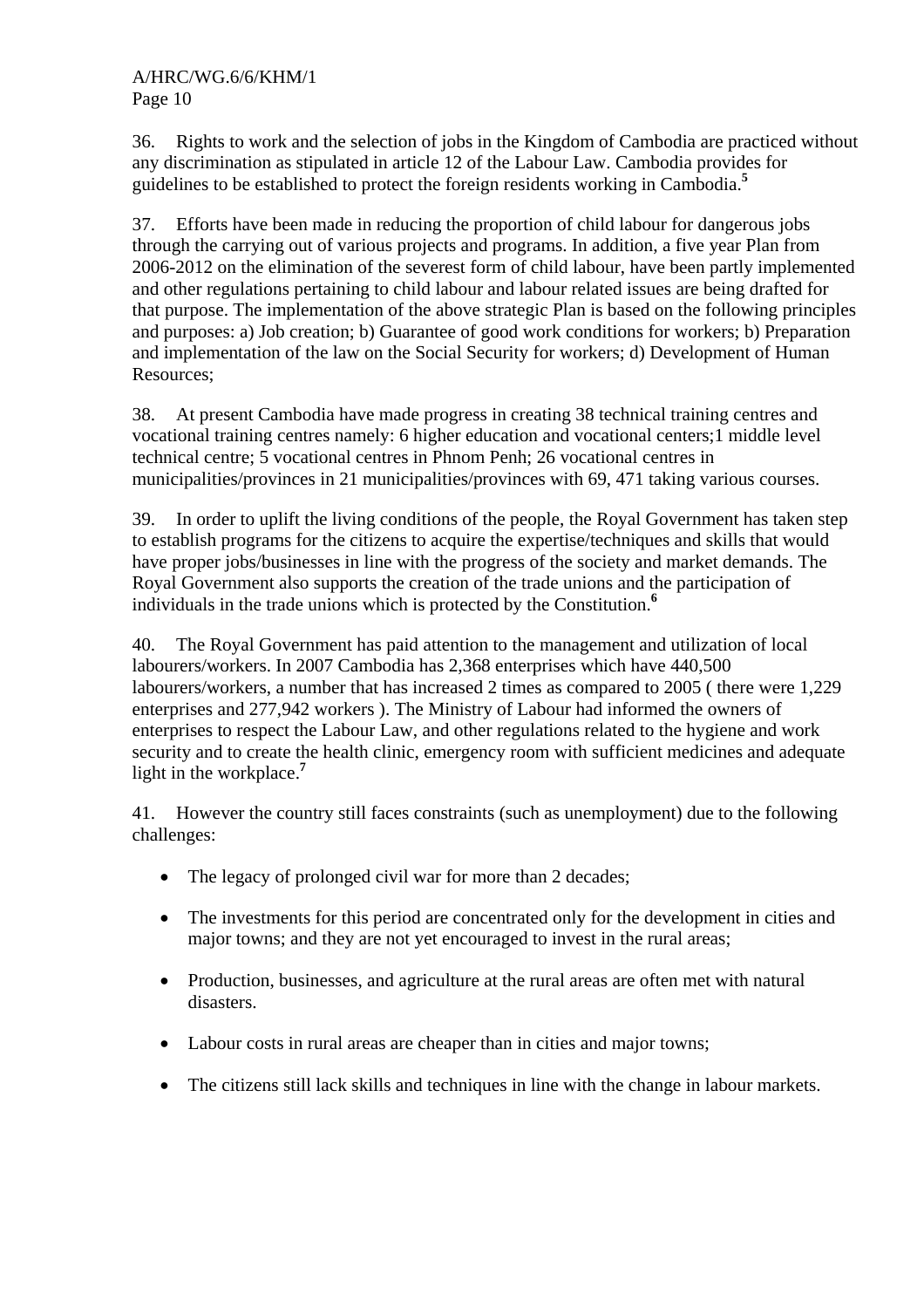36. Rights to work and the selection of jobs in the Kingdom of Cambodia are practiced without any discrimination as stipulated in article 12 of the Labour Law. Cambodia provides for guidelines to be established to protect the foreign residents working in Cambodia.[5]

37. Efforts have been made in reducing the proportion of child labour for dangerous jobs through the carrying out of various projects and programs. In addition, a five year Plan from 2006-2012 on the elimination of the severest form of child labour, have been partly implemented and other regulations pertaining to child labour and labour related issues are being drafted for that purpose. The implementation of the above strategic Plan is based on the following principles and purposes: a) Job creation; b) Guarantee of good work conditions for workers; b) Preparation and implementation of the law on the Social Security for workers; d) Development of Human Resources;

38. At present Cambodia have made progress in creating 38 technical training centres and vocational training centres namely: 6 higher education and vocational centers;1 middle level technical centre; 5 vocational centres in Phnom Penh; 26 vocational centres in municipalities/provinces in 21 municipalities/provinces with 69, 471 taking various courses.

39. In order to uplift the living conditions of the people, the Royal Government has taken step to establish programs for the citizens to acquire the expertise/techniques and skills that would have proper jobs/businesses in line with the progress of the society and market demands. The Royal Government also supports the creation of the trade unions and the participation of individuals in the trade unions which is protected by the Constitution.[6]

40. The Royal Government has paid attention to the management and utilization of local labourers/workers. In 2007 Cambodia has 2,368 enterprises which have 440,500 labourers/workers, a number that has increased 2 times as compared to 2005 ( there were 1,229 enterprises and 277,942 workers ). The Ministry of Labour had informed the owners of enterprises to respect the Labour Law, and other regulations related to the hygiene and work security and to create the health clinic, emergency room with sufficient medicines and adequate light in the workplace.[7]

41. However the country still faces constraints (such as unemployment) due to the following challenges:

- The legacy of prolonged civil war for more than 2 decades;
- The investments for this period are concentrated only for the development in cities and major towns; and they are not yet encouraged to invest in the rural areas;
- Production, businesses, and agriculture at the rural areas are often met with natural disasters.
- Labour costs in rural areas are cheaper than in cities and major towns;
- The citizens still lack skills and techniques in line with the change in labour markets.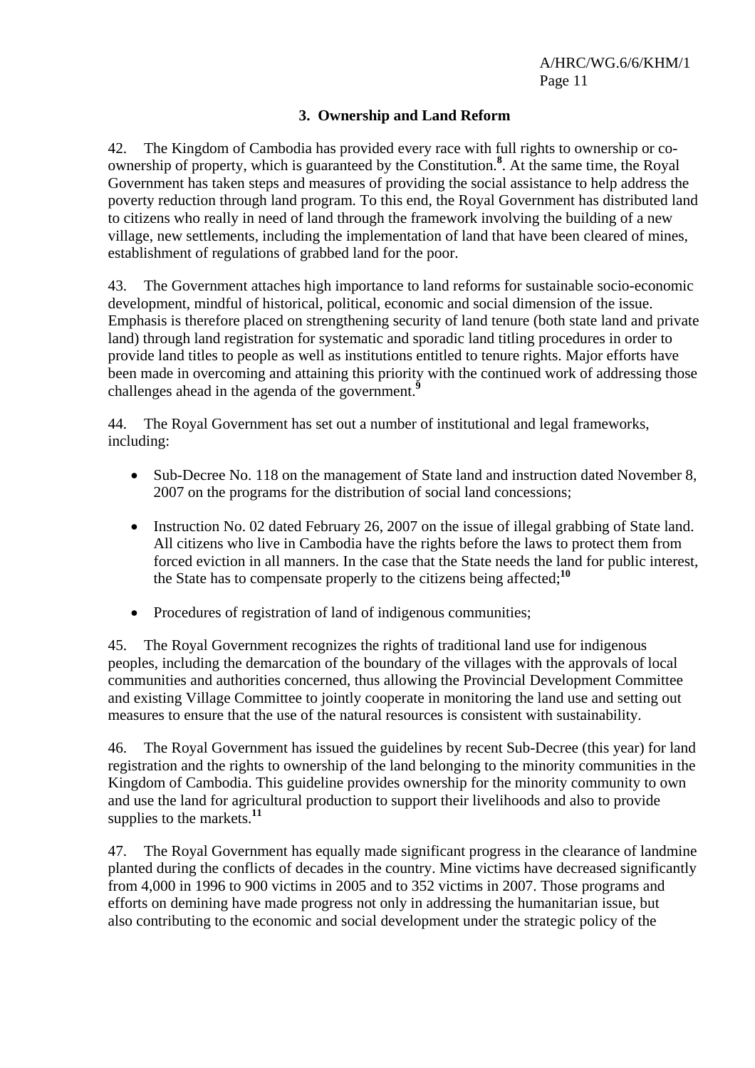### 3. Ownership and Land Reform

42. The Kingdom of Cambodia has provided every race with full rights to ownership or co-ownership of property, which is guaranteed by the Constitution.[8]. At the same time, the Royal Government has taken steps and measures of providing the social assistance to help address the poverty reduction through land program. To this end, the Royal Government has distributed land to citizens who really in need of land through the framework involving the building of a new village, new settlements, including the implementation of land that have been cleared of mines, establishment of regulations of grabbed land for the poor.

43. The Government attaches high importance to land reforms for sustainable socio-economic development, mindful of historical, political, economic and social dimension of the issue. Emphasis is therefore placed on strengthening security of land tenure (both state land and private land) through land registration for systematic and sporadic land titling procedures in order to provide land titles to people as well as institutions entitled to tenure rights. Major efforts have been made in overcoming and attaining this priority with the continued work of addressing those challenges ahead in the agenda of the government.[9]

44. The Royal Government has set out a number of institutional and legal frameworks, including:

- Sub-Decree No. 118 on the management of State land and instruction dated November 8, 2007 on the programs for the distribution of social land concessions;
- Instruction No. 02 dated February 26, 2007 on the issue of illegal grabbing of State land. All citizens who live in Cambodia have the rights before the laws to protect them from forced eviction in all manners. In the case that the State needs the land for public interest, the State has to compensate properly to the citizens being affected;[10]
- Procedures of registration of land of indigenous communities;

45. The Royal Government recognizes the rights of traditional land use for indigenous peoples, including the demarcation of the boundary of the villages with the approvals of local communities and authorities concerned, thus allowing the Provincial Development Committee and existing Village Committee to jointly cooperate in monitoring the land use and setting out measures to ensure that the use of the natural resources is consistent with sustainability.

46. The Royal Government has issued the guidelines by recent Sub-Decree (this year) for land registration and the rights to ownership of the land belonging to the minority communities in the Kingdom of Cambodia. This guideline provides ownership for the minority community to own and use the land for agricultural production to support their livelihoods and also to provide supplies to the markets.[11]

47. The Royal Government has equally made significant progress in the clearance of landmine planted during the conflicts of decades in the country. Mine victims have decreased significantly from 4,000 in 1996 to 900 victims in 2005 and to 352 victims in 2007. Those programs and efforts on demining have made progress not only in addressing the humanitarian issue, but also contributing to the economic and social development under the strategic policy of the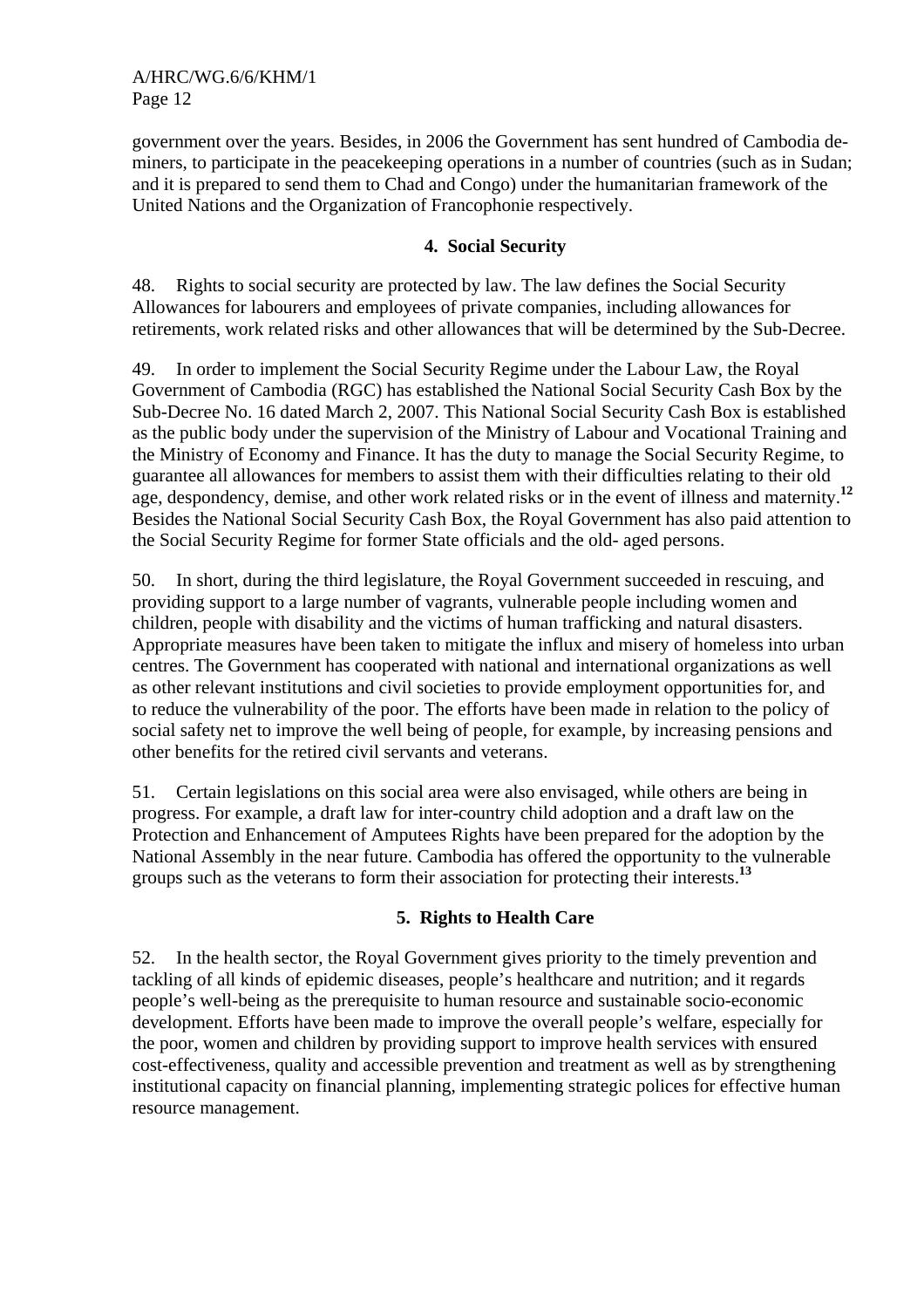government over the years. Besides, in 2006 the Government has sent hundred of Cambodia de-miners, to participate in the peacekeeping operations in a number of countries (such as in Sudan; and it is prepared to send them to Chad and Congo) under the humanitarian framework of the United Nations and the Organization of Francophonie respectively.

### 4. Social Security

48. Rights to social security are protected by law. The law defines the Social Security Allowances for labourers and employees of private companies, including allowances for retirements, work related risks and other allowances that will be determined by the Sub-Decree.

49. In order to implement the Social Security Regime under the Labour Law, the Royal Government of Cambodia (RGC) has established the National Social Security Cash Box by the Sub-Decree No. 16 dated March 2, 2007. This National Social Security Cash Box is established as the public body under the supervision of the Ministry of Labour and Vocational Training and the Ministry of Economy and Finance. It has the duty to manage the Social Security Regime, to guarantee all allowances for members to assist them with their difficulties relating to their old age, despondency, demise, and other work related risks or in the event of illness and maternity.[12] Besides the National Social Security Cash Box, the Royal Government has also paid attention to the Social Security Regime for former State officials and the old- aged persons.

50. In short, during the third legislature, the Royal Government succeeded in rescuing, and providing support to a large number of vagrants, vulnerable people including women and children, people with disability and the victims of human trafficking and natural disasters. Appropriate measures have been taken to mitigate the influx and misery of homeless into urban centres. The Government has cooperated with national and international organizations as well as other relevant institutions and civil societies to provide employment opportunities for, and to reduce the vulnerability of the poor. The efforts have been made in relation to the policy of social safety net to improve the well being of people, for example, by increasing pensions and other benefits for the retired civil servants and veterans.

51. Certain legislations on this social area were also envisaged, while others are being in progress. For example, a draft law for inter-country child adoption and a draft law on the Protection and Enhancement of Amputees Rights have been prepared for the adoption by the National Assembly in the near future. Cambodia has offered the opportunity to the vulnerable groups such as the veterans to form their association for protecting their interests.[13]

### 5. Rights to Health Care

52. In the health sector, the Royal Government gives priority to the timely prevention and tackling of all kinds of epidemic diseases, people's healthcare and nutrition; and it regards people's well-being as the prerequisite to human resource and sustainable socio-economic development. Efforts have been made to improve the overall people's welfare, especially for the poor, women and children by providing support to improve health services with ensured cost-effectiveness, quality and accessible prevention and treatment as well as by strengthening institutional capacity on financial planning, implementing strategic polices for effective human resource management.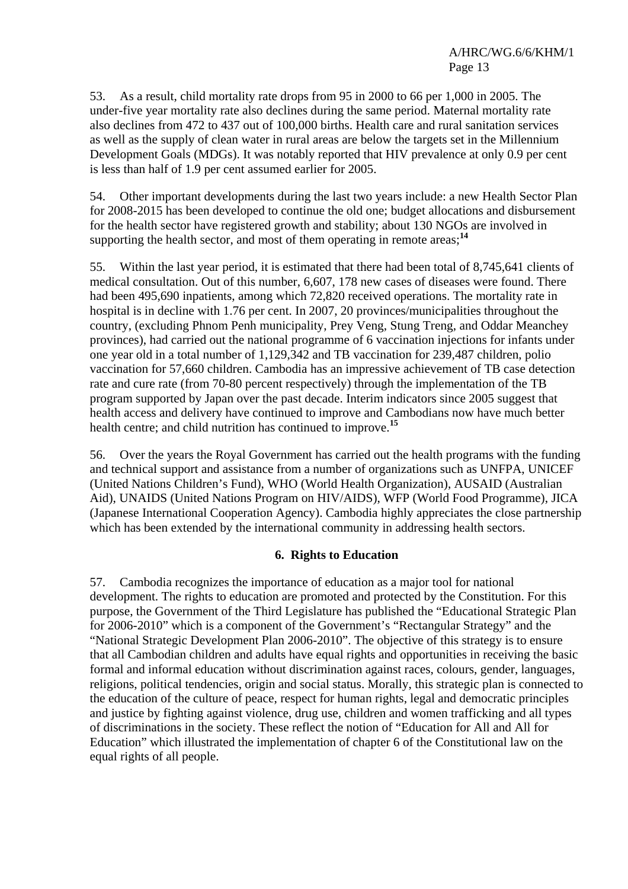53. As a result, child mortality rate drops from 95 in 2000 to 66 per 1,000 in 2005. The under-five year mortality rate also declines during the same period. Maternal mortality rate also declines from 472 to 437 out of 100,000 births. Health care and rural sanitation services as well as the supply of clean water in rural areas are below the targets set in the Millennium Development Goals (MDGs). It was notably reported that HIV prevalence at only 0.9 per cent is less than half of 1.9 per cent assumed earlier for 2005.

54. Other important developments during the last two years include: a new Health Sector Plan for 2008-2015 has been developed to continue the old one; budget allocations and disbursement for the health sector have registered growth and stability; about 130 NGOs are involved in supporting the health sector, and most of them operating in remote areas;[14]

55. Within the last year period, it is estimated that there had been total of 8,745,641 clients of medical consultation. Out of this number, 6,607, 178 new cases of diseases were found. There had been 495,690 inpatients, among which 72,820 received operations. The mortality rate in hospital is in decline with 1.76 per cent. In 2007, 20 provinces/municipalities throughout the country, (excluding Phnom Penh municipality, Prey Veng, Stung Treng, and Oddar Meanchey provinces), had carried out the national programme of 6 vaccination injections for infants under one year old in a total number of 1,129,342 and TB vaccination for 239,487 children, polio vaccination for 57,660 children. Cambodia has an impressive achievement of TB case detection rate and cure rate (from 70-80 percent respectively) through the implementation of the TB program supported by Japan over the past decade. Interim indicators since 2005 suggest that health access and delivery have continued to improve and Cambodians now have much better health centre; and child nutrition has continued to improve.[15]

56. Over the years the Royal Government has carried out the health programs with the funding and technical support and assistance from a number of organizations such as UNFPA, UNICEF (United Nations Children's Fund), WHO (World Health Organization), AUSAID (Australian Aid), UNAIDS (United Nations Program on HIV/AIDS), WFP (World Food Programme), JICA (Japanese International Cooperation Agency). Cambodia highly appreciates the close partnership which has been extended by the international community in addressing health sectors.

### 6. Rights to Education

57. Cambodia recognizes the importance of education as a major tool for national development. The rights to education are promoted and protected by the Constitution. For this purpose, the Government of the Third Legislature has published the "Educational Strategic Plan for 2006-2010" which is a component of the Government's "Rectangular Strategy" and the "National Strategic Development Plan 2006-2010". The objective of this strategy is to ensure that all Cambodian children and adults have equal rights and opportunities in receiving the basic formal and informal education without discrimination against races, colours, gender, languages, religions, political tendencies, origin and social status. Morally, this strategic plan is connected to the education of the culture of peace, respect for human rights, legal and democratic principles and justice by fighting against violence, drug use, children and women trafficking and all types of discriminations in the society. These reflect the notion of "Education for All and All for Education" which illustrated the implementation of chapter 6 of the Constitutional law on the equal rights of all people.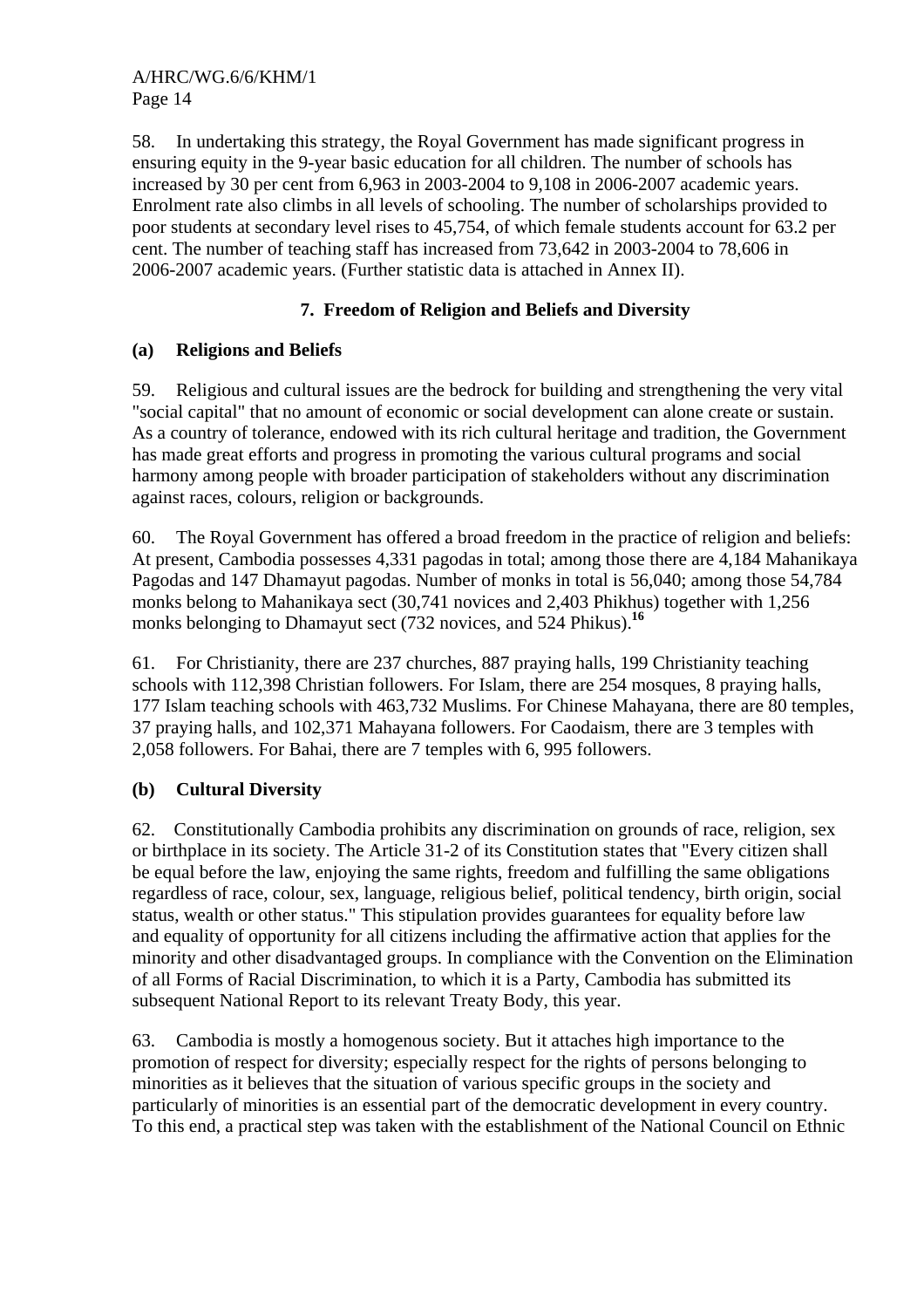58. In undertaking this strategy, the Royal Government has made significant progress in ensuring equity in the 9-year basic education for all children. The number of schools has increased by 30 per cent from 6,963 in 2003-2004 to 9,108 in 2006-2007 academic years. Enrolment rate also climbs in all levels of schooling. The number of scholarships provided to poor students at secondary level rises to 45,754, of which female students account for 63.2 per cent. The number of teaching staff has increased from 73,642 in 2003-2004 to 78,606 in 2006-2007 academic years. (Further statistic data is attached in Annex II).

## 7. Freedom of Religion and Beliefs and Diversity

### (a) Religions and Beliefs

59. Religious and cultural issues are the bedrock for building and strengthening the very vital "social capital" that no amount of economic or social development can alone create or sustain. As a country of tolerance, endowed with its rich cultural heritage and tradition, the Government has made great efforts and progress in promoting the various cultural programs and social harmony among people with broader participation of stakeholders without any discrimination against races, colours, religion or backgrounds.

60. The Royal Government has offered a broad freedom in the practice of religion and beliefs: At present, Cambodia possesses 4,331 pagodas in total; among those there are 4,184 Mahanikaya Pagodas and 147 Dhamayut pagodas. Number of monks in total is 56,040; among those 54,784 monks belong to Mahanikaya sect (30,741 novices and 2,403 Phikhus) together with 1,256 monks belonging to Dhamayut sect (732 novices, and 524 Phikus).[16]

61. For Christianity, there are 237 churches, 887 praying halls, 199 Christianity teaching schools with 112,398 Christian followers. For Islam, there are 254 mosques, 8 praying halls, 177 Islam teaching schools with 463,732 Muslims. For Chinese Mahayana, there are 80 temples, 37 praying halls, and 102,371 Mahayana followers. For Caodaism, there are 3 temples with 2,058 followers. For Bahai, there are 7 temples with 6, 995 followers.

### (b) Cultural Diversity

62. Constitutionally Cambodia prohibits any discrimination on grounds of race, religion, sex or birthplace in its society. The Article 31-2 of its Constitution states that "Every citizen shall be equal before the law, enjoying the same rights, freedom and fulfilling the same obligations regardless of race, colour, sex, language, religious belief, political tendency, birth origin, social status, wealth or other status." This stipulation provides guarantees for equality before law and equality of opportunity for all citizens including the affirmative action that applies for the minority and other disadvantaged groups. In compliance with the Convention on the Elimination of all Forms of Racial Discrimination, to which it is a Party, Cambodia has submitted its subsequent National Report to its relevant Treaty Body, this year.

63. Cambodia is mostly a homogenous society. But it attaches high importance to the promotion of respect for diversity; especially respect for the rights of persons belonging to minorities as it believes that the situation of various specific groups in the society and particularly of minorities is an essential part of the democratic development in every country. To this end, a practical step was taken with the establishment of the National Council on Ethnic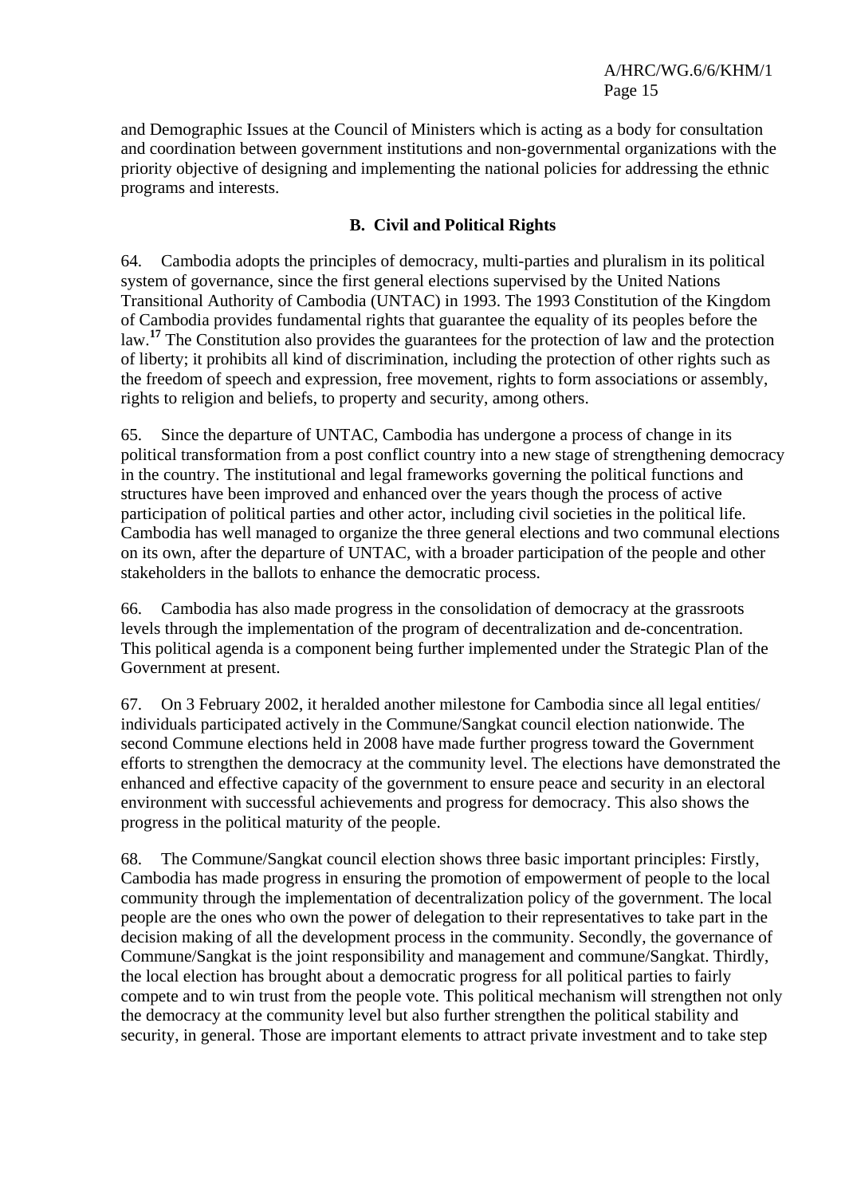and Demographic Issues at the Council of Ministers which is acting as a body for consultation and coordination between government institutions and non-governmental organizations with the priority objective of designing and implementing the national policies for addressing the ethnic programs and interests.

### B. Civil and Political Rights

64. Cambodia adopts the principles of democracy, multi-parties and pluralism in its political system of governance, since the first general elections supervised by the United Nations Transitional Authority of Cambodia (UNTAC) in 1993. The 1993 Constitution of the Kingdom of Cambodia provides fundamental rights that guarantee the equality of its peoples before the law.[17] The Constitution also provides the guarantees for the protection of law and the protection of liberty; it prohibits all kind of discrimination, including the protection of other rights such as the freedom of speech and expression, free movement, rights to form associations or assembly, rights to religion and beliefs, to property and security, among others.

65. Since the departure of UNTAC, Cambodia has undergone a process of change in its political transformation from a post conflict country into a new stage of strengthening democracy in the country. The institutional and legal frameworks governing the political functions and structures have been improved and enhanced over the years though the process of active participation of political parties and other actor, including civil societies in the political life. Cambodia has well managed to organize the three general elections and two communal elections on its own, after the departure of UNTAC, with a broader participation of the people and other stakeholders in the ballots to enhance the democratic process.

66. Cambodia has also made progress in the consolidation of democracy at the grassroots levels through the implementation of the program of decentralization and de-concentration. This political agenda is a component being further implemented under the Strategic Plan of the Government at present.

67. On 3 February 2002, it heralded another milestone for Cambodia since all legal entities/ individuals participated actively in the Commune/Sangkat council election nationwide. The second Commune elections held in 2008 have made further progress toward the Government efforts to strengthen the democracy at the community level. The elections have demonstrated the enhanced and effective capacity of the government to ensure peace and security in an electoral environment with successful achievements and progress for democracy. This also shows the progress in the political maturity of the people.

68. The Commune/Sangkat council election shows three basic important principles: Firstly, Cambodia has made progress in ensuring the promotion of empowerment of people to the local community through the implementation of decentralization policy of the government. The local people are the ones who own the power of delegation to their representatives to take part in the decision making of all the development process in the community. Secondly, the governance of Commune/Sangkat is the joint responsibility and management and commune/Sangkat. Thirdly, the local election has brought about a democratic progress for all political parties to fairly compete and to win trust from the people vote. This political mechanism will strengthen not only the democracy at the community level but also further strengthen the political stability and security, in general. Those are important elements to attract private investment and to take step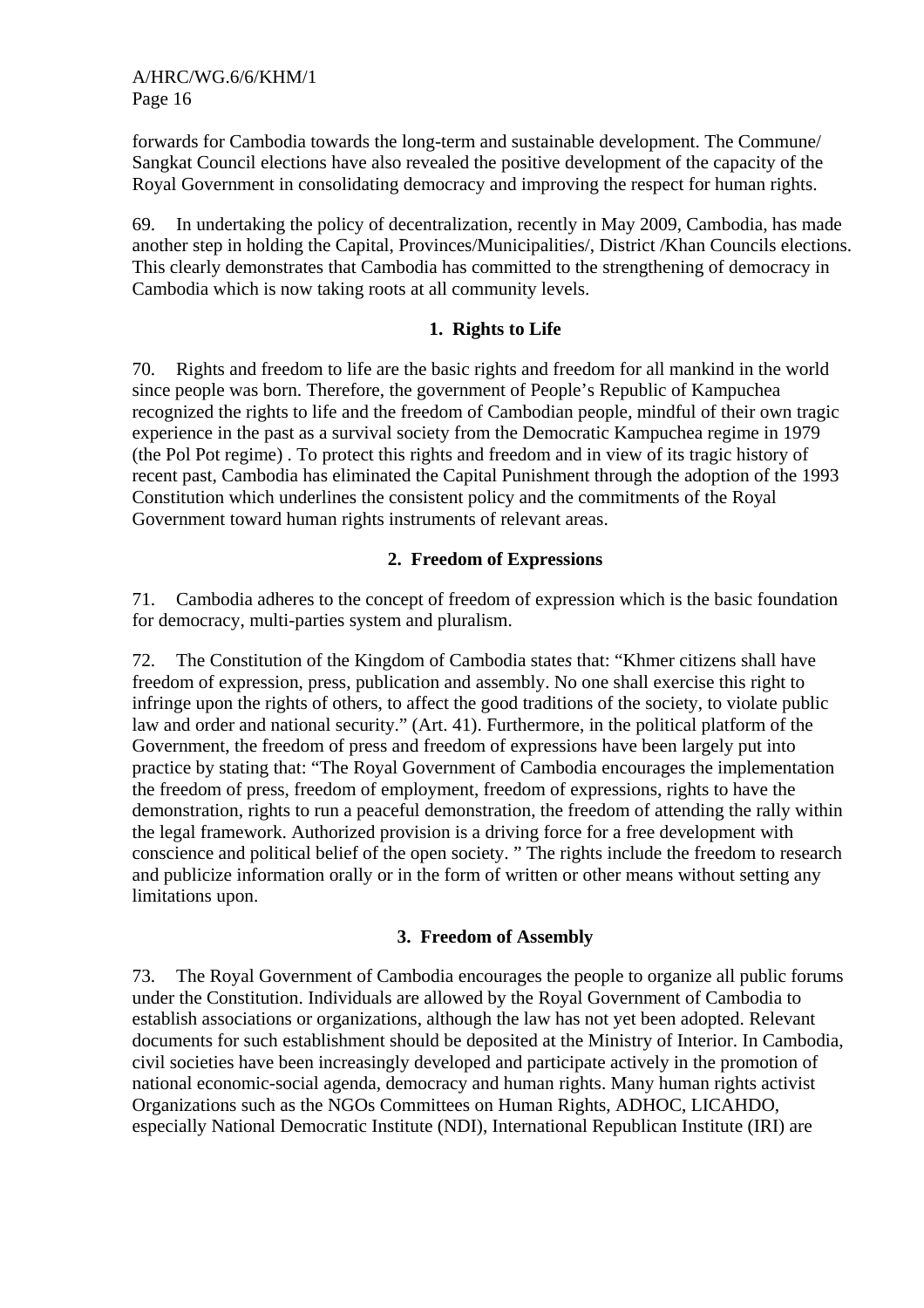forwards for Cambodia towards the long-term and sustainable development. The Commune/ Sangkat Council elections have also revealed the positive development of the capacity of the Royal Government in consolidating democracy and improving the respect for human rights.

69. In undertaking the policy of decentralization, recently in May 2009, Cambodia, has made another step in holding the Capital, Provinces/Municipalities/, District /Khan Councils elections. This clearly demonstrates that Cambodia has committed to the strengthening of democracy in Cambodia which is now taking roots at all community levels.

### 1. Rights to Life

70. Rights and freedom to life are the basic rights and freedom for all mankind in the world since people was born. Therefore, the government of People's Republic of Kampuchea recognized the rights to life and the freedom of Cambodian people, mindful of their own tragic experience in the past as a survival society from the Democratic Kampuchea regime in 1979 (the Pol Pot regime) . To protect this rights and freedom and in view of its tragic history of recent past, Cambodia has eliminated the Capital Punishment through the adoption of the 1993 Constitution which underlines the consistent policy and the commitments of the Royal Government toward human rights instruments of relevant areas.

### 2. Freedom of Expressions

71. Cambodia adheres to the concept of freedom of expression which is the basic foundation for democracy, multi-parties system and pluralism.

72. The Constitution of the Kingdom of Cambodia states that: "Khmer citizens shall have freedom of expression, press, publication and assembly. No one shall exercise this right to infringe upon the rights of others, to affect the good traditions of the society, to violate public law and order and national security." (Art. 41). Furthermore, in the political platform of the Government, the freedom of press and freedom of expressions have been largely put into practice by stating that: "The Royal Government of Cambodia encourages the implementation the freedom of press, freedom of employment, freedom of expressions, rights to have the demonstration, rights to run a peaceful demonstration, the freedom of attending the rally within the legal framework. Authorized provision is a driving force for a free development with conscience and political belief of the open society. " The rights include the freedom to research and publicize information orally or in the form of written or other means without setting any limitations upon.

### 3. Freedom of Assembly

73. The Royal Government of Cambodia encourages the people to organize all public forums under the Constitution. Individuals are allowed by the Royal Government of Cambodia to establish associations or organizations, although the law has not yet been adopted. Relevant documents for such establishment should be deposited at the Ministry of Interior. In Cambodia, civil societies have been increasingly developed and participate actively in the promotion of national economic-social agenda, democracy and human rights. Many human rights activist Organizations such as the NGOs Committees on Human Rights, ADHOC, LICAHDO, especially National Democratic Institute (NDI), International Republican Institute (IRI) are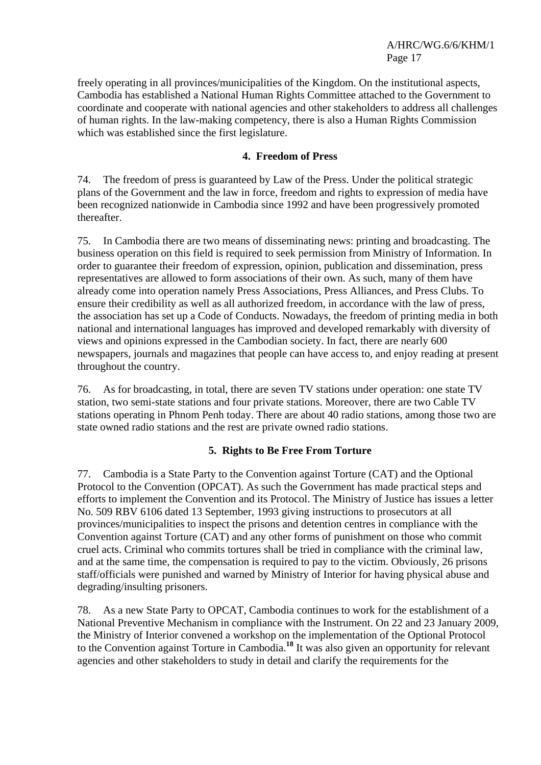freely operating in all provinces/municipalities of the Kingdom. On the institutional aspects, Cambodia has established a National Human Rights Committee attached to the Government to coordinate and cooperate with national agencies and other stakeholders to address all challenges of human rights. In the law-making competency, there is also a Human Rights Commission which was established since the first legislature.

### 4. Freedom of Press

74. The freedom of press is guaranteed by Law of the Press. Under the political strategic plans of the Government and the law in force, freedom and rights to expression of media have been recognized nationwide in Cambodia since 1992 and have been progressively promoted thereafter.

75. In Cambodia there are two means of disseminating news: printing and broadcasting. The business operation on this field is required to seek permission from Ministry of Information. In order to guarantee their freedom of expression, opinion, publication and dissemination, press representatives are allowed to form associations of their own. As such, many of them have already come into operation namely Press Associations, Press Alliances, and Press Clubs. To ensure their credibility as well as all authorized freedom, in accordance with the law of press, the association has set up a Code of Conducts. Nowadays, the freedom of printing media in both national and international languages has improved and developed remarkably with diversity of views and opinions expressed in the Cambodian society. In fact, there are nearly 600 newspapers, journals and magazines that people can have access to, and enjoy reading at present throughout the country.

76. As for broadcasting, in total, there are seven TV stations under operation: one state TV station, two semi-state stations and four private stations. Moreover, there are two Cable TV stations operating in Phnom Penh today. There are about 40 radio stations, among those two are state owned radio stations and the rest are private owned radio stations.

### 5. Rights to Be Free From Torture

77. Cambodia is a State Party to the Convention against Torture (CAT) and the Optional Protocol to the Convention (OPCAT). As such the Government has made practical steps and efforts to implement the Convention and its Protocol. The Ministry of Justice has issues a letter No. 509 RBV 6106 dated 13 September, 1993 giving instructions to prosecutors at all provinces/municipalities to inspect the prisons and detention centres in compliance with the Convention against Torture (CAT) and any other forms of punishment on those who commit cruel acts. Criminal who commits tortures shall be tried in compliance with the criminal law, and at the same time, the compensation is required to pay to the victim. Obviously, 26 prisons staff/officials were punished and warned by Ministry of Interior for having physical abuse and degrading/insulting prisoners.

78. As a new State Party to OPCAT, Cambodia continues to work for the establishment of a National Preventive Mechanism in compliance with the Instrument. On 22 and 23 January 2009, the Ministry of Interior convened a workshop on the implementation of the Optional Protocol to the Convention against Torture in Cambodia.[18] It was also given an opportunity for relevant agencies and other stakeholders to study in detail and clarify the requirements for the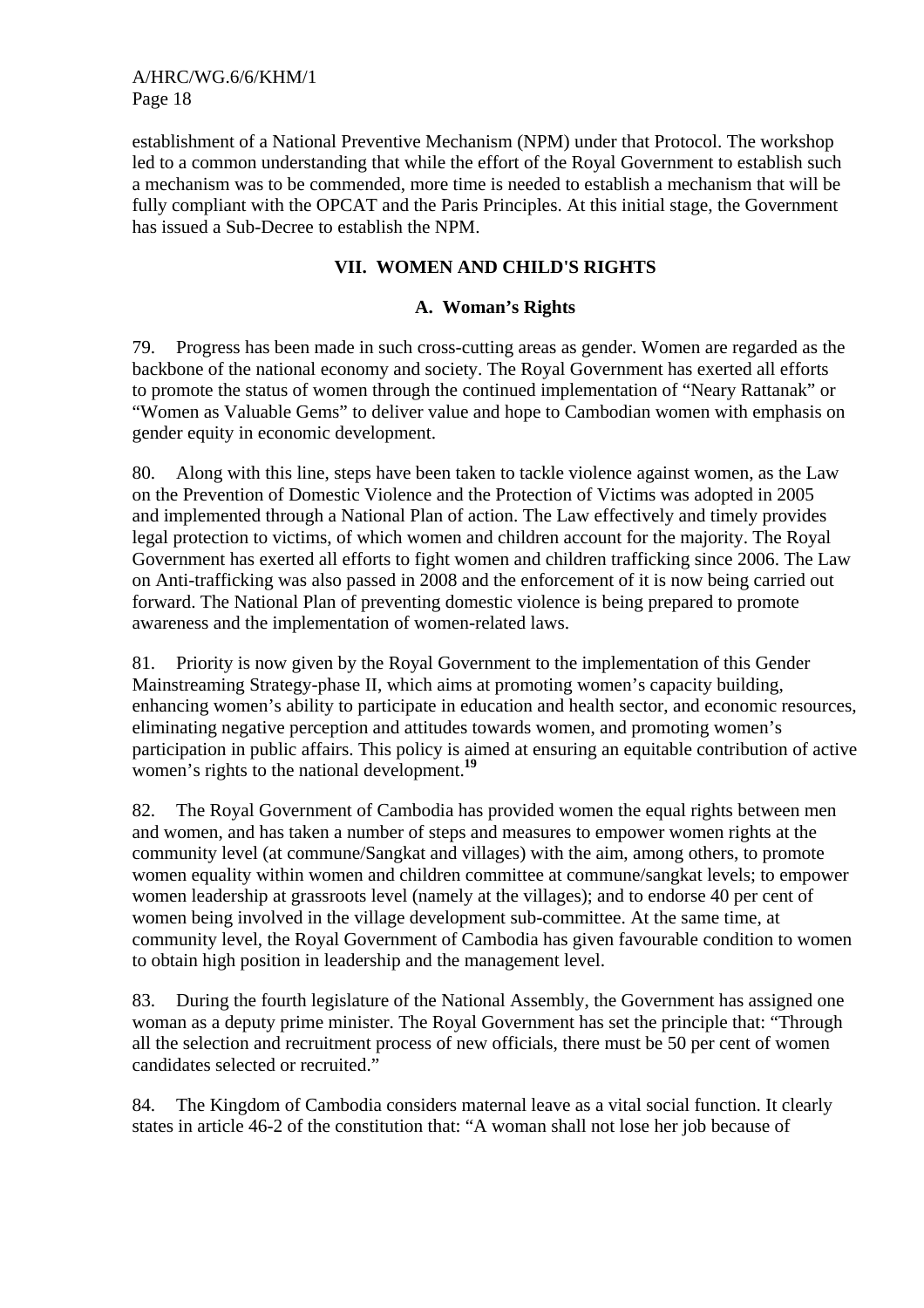establishment of a National Preventive Mechanism (NPM) under that Protocol. The workshop led to a common understanding that while the effort of the Royal Government to establish such a mechanism was to be commended, more time is needed to establish a mechanism that will be fully compliant with the OPCAT and the Paris Principles. At this initial stage, the Government has issued a Sub-Decree to establish the NPM.

## VII. WOMEN AND CHILD'S RIGHTS

### A. Woman's Rights

79. Progress has been made in such cross-cutting areas as gender. Women are regarded as the backbone of the national economy and society. The Royal Government has exerted all efforts to promote the status of women through the continued implementation of "Neary Rattanak" or "Women as Valuable Gems" to deliver value and hope to Cambodian women with emphasis on gender equity in economic development.

80. Along with this line, steps have been taken to tackle violence against women, as the Law on the Prevention of Domestic Violence and the Protection of Victims was adopted in 2005 and implemented through a National Plan of action. The Law effectively and timely provides legal protection to victims, of which women and children account for the majority. The Royal Government has exerted all efforts to fight women and children trafficking since 2006. The Law on Anti-trafficking was also passed in 2008 and the enforcement of it is now being carried out forward. The National Plan of preventing domestic violence is being prepared to promote awareness and the implementation of women-related laws.

81. Priority is now given by the Royal Government to the implementation of this Gender Mainstreaming Strategy-phase II, which aims at promoting women's capacity building, enhancing women's ability to participate in education and health sector, and economic resources, eliminating negative perception and attitudes towards women, and promoting women's participation in public affairs. This policy is aimed at ensuring an equitable contribution of active women's rights to the national development.[19]

82. The Royal Government of Cambodia has provided women the equal rights between men and women, and has taken a number of steps and measures to empower women rights at the community level (at commune/Sangkat and villages) with the aim, among others, to promote women equality within women and children committee at commune/sangkat levels; to empower women leadership at grassroots level (namely at the villages); and to endorse 40 per cent of women being involved in the village development sub-committee. At the same time, at community level, the Royal Government of Cambodia has given favourable condition to women to obtain high position in leadership and the management level.

83. During the fourth legislature of the National Assembly, the Government has assigned one woman as a deputy prime minister. The Royal Government has set the principle that: "Through all the selection and recruitment process of new officials, there must be 50 per cent of women candidates selected or recruited."

84. The Kingdom of Cambodia considers maternal leave as a vital social function. It clearly states in article 46-2 of the constitution that: "A woman shall not lose her job because of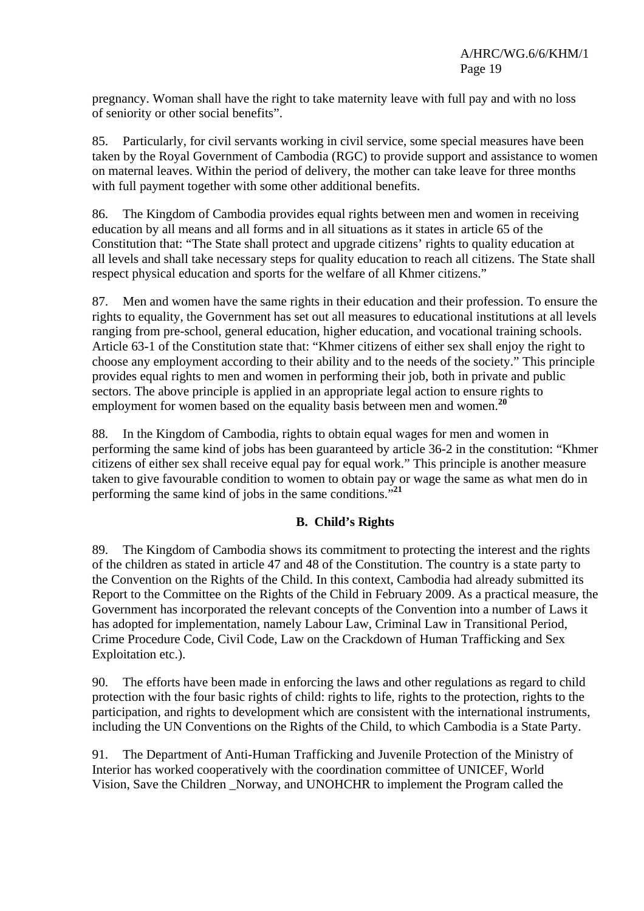pregnancy. Woman shall have the right to take maternity leave with full pay and with no loss of seniority or other social benefits".

85. Particularly, for civil servants working in civil service, some special measures have been taken by the Royal Government of Cambodia (RGC) to provide support and assistance to women on maternal leaves. Within the period of delivery, the mother can take leave for three months with full payment together with some other additional benefits.

86. The Kingdom of Cambodia provides equal rights between men and women in receiving education by all means and all forms and in all situations as it states in article 65 of the Constitution that: "The State shall protect and upgrade citizens' rights to quality education at all levels and shall take necessary steps for quality education to reach all citizens. The State shall respect physical education and sports for the welfare of all Khmer citizens."

87. Men and women have the same rights in their education and their profession. To ensure the rights to equality, the Government has set out all measures to educational institutions at all levels ranging from pre-school, general education, higher education, and vocational training schools. Article 63-1 of the Constitution state that: "Khmer citizens of either sex shall enjoy the right to choose any employment according to their ability and to the needs of the society." This principle provides equal rights to men and women in performing their job, both in private and public sectors. The above principle is applied in an appropriate legal action to ensure rights to employment for women based on the equality basis between men and women.[20]

88. In the Kingdom of Cambodia, rights to obtain equal wages for men and women in performing the same kind of jobs has been guaranteed by article 36-2 in the constitution: "Khmer citizens of either sex shall receive equal pay for equal work." This principle is another measure taken to give favourable condition to women to obtain pay or wage the same as what men do in performing the same kind of jobs in the same conditions."[21]

## B. Child's Rights

89. The Kingdom of Cambodia shows its commitment to protecting the interest and the rights of the children as stated in article 47 and 48 of the Constitution. The country is a state party to the Convention on the Rights of the Child. In this context, Cambodia had already submitted its Report to the Committee on the Rights of the Child in February 2009. As a practical measure, the Government has incorporated the relevant concepts of the Convention into a number of Laws it has adopted for implementation, namely Labour Law, Criminal Law in Transitional Period, Crime Procedure Code, Civil Code, Law on the Crackdown of Human Trafficking and Sex Exploitation etc.).

90. The efforts have been made in enforcing the laws and other regulations as regard to child protection with the four basic rights of child: rights to life, rights to the protection, rights to the participation, and rights to development which are consistent with the international instruments, including the UN Conventions on the Rights of the Child, to which Cambodia is a State Party.

91. The Department of Anti-Human Trafficking and Juvenile Protection of the Ministry of Interior has worked cooperatively with the coordination committee of UNICEF, World Vision, Save the Children _Norway, and UNOHCHR to implement the Program called the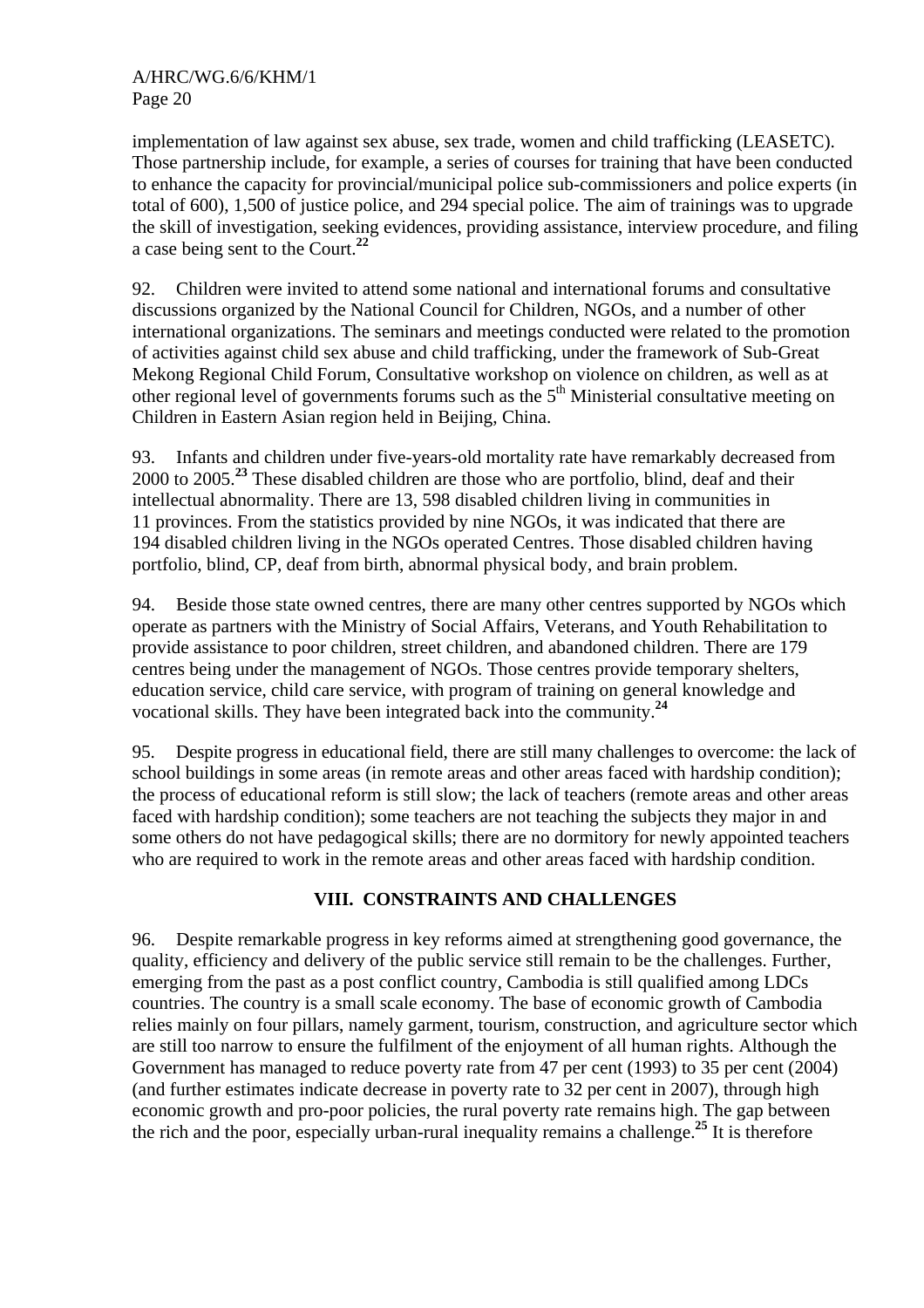implementation of law against sex abuse, sex trade, women and child trafficking (LEASETC). Those partnership include, for example, a series of courses for training that have been conducted to enhance the capacity for provincial/municipal police sub-commissioners and police experts (in total of 600), 1,500 of justice police, and 294 special police. The aim of trainings was to upgrade the skill of investigation, seeking evidences, providing assistance, interview procedure, and filing a case being sent to the Court.[22]

92. Children were invited to attend some national and international forums and consultative discussions organized by the National Council for Children, NGOs, and a number of other international organizations. The seminars and meetings conducted were related to the promotion of activities against child sex abuse and child trafficking, under the framework of Sub-Great Mekong Regional Child Forum, Consultative workshop on violence on children, as well as at other regional level of governments forums such as the 5th Ministerial consultative meeting on Children in Eastern Asian region held in Beijing, China.

93. Infants and children under five-years-old mortality rate have remarkably decreased from 2000 to 2005.[23] These disabled children are those who are portfolio, blind, deaf and their intellectual abnormality. There are 13, 598 disabled children living in communities in 11 provinces. From the statistics provided by nine NGOs, it was indicated that there are 194 disabled children living in the NGOs operated Centres. Those disabled children having portfolio, blind, CP, deaf from birth, abnormal physical body, and brain problem.

94. Beside those state owned centres, there are many other centres supported by NGOs which operate as partners with the Ministry of Social Affairs, Veterans, and Youth Rehabilitation to provide assistance to poor children, street children, and abandoned children. There are 179 centres being under the management of NGOs. Those centres provide temporary shelters, education service, child care service, with program of training on general knowledge and vocational skills. They have been integrated back into the community.[24]

95. Despite progress in educational field, there are still many challenges to overcome: the lack of school buildings in some areas (in remote areas and other areas faced with hardship condition); the process of educational reform is still slow; the lack of teachers (remote areas and other areas faced with hardship condition); some teachers are not teaching the subjects they major in and some others do not have pedagogical skills; there are no dormitory for newly appointed teachers who are required to work in the remote areas and other areas faced with hardship condition.

## VIII. CONSTRAINTS AND CHALLENGES

96. Despite remarkable progress in key reforms aimed at strengthening good governance, the quality, efficiency and delivery of the public service still remain to be the challenges. Further, emerging from the past as a post conflict country, Cambodia is still qualified among LDCs countries. The country is a small scale economy. The base of economic growth of Cambodia relies mainly on four pillars, namely garment, tourism, construction, and agriculture sector which are still too narrow to ensure the fulfilment of the enjoyment of all human rights. Although the Government has managed to reduce poverty rate from 47 per cent (1993) to 35 per cent (2004) (and further estimates indicate decrease in poverty rate to 32 per cent in 2007), through high economic growth and pro-poor policies, the rural poverty rate remains high. The gap between the rich and the poor, especially urban-rural inequality remains a challenge.[25] It is therefore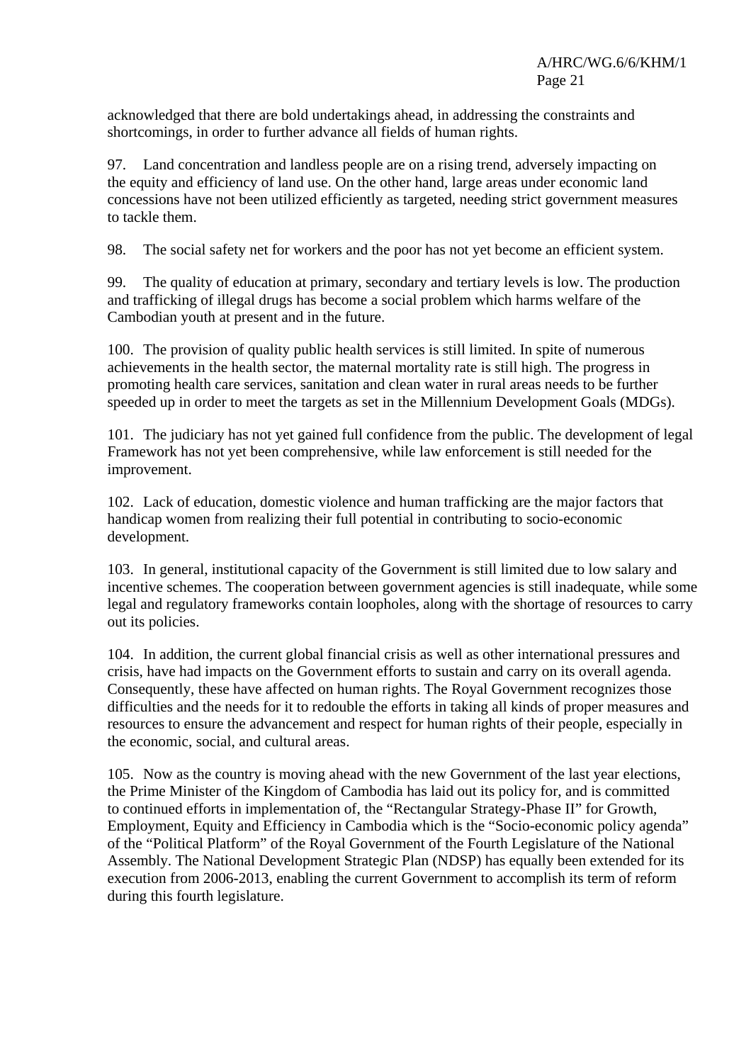acknowledged that there are bold undertakings ahead, in addressing the constraints and shortcomings, in order to further advance all fields of human rights.

97. Land concentration and landless people are on a rising trend, adversely impacting on the equity and efficiency of land use. On the other hand, large areas under economic land concessions have not been utilized efficiently as targeted, needing strict government measures to tackle them.

98. The social safety net for workers and the poor has not yet become an efficient system.

99. The quality of education at primary, secondary and tertiary levels is low. The production and trafficking of illegal drugs has become a social problem which harms welfare of the Cambodian youth at present and in the future.

100. The provision of quality public health services is still limited. In spite of numerous achievements in the health sector, the maternal mortality rate is still high. The progress in promoting health care services, sanitation and clean water in rural areas needs to be further speeded up in order to meet the targets as set in the Millennium Development Goals (MDGs).

101. The judiciary has not yet gained full confidence from the public. The development of legal Framework has not yet been comprehensive, while law enforcement is still needed for the improvement.

102. Lack of education, domestic violence and human trafficking are the major factors that handicap women from realizing their full potential in contributing to socio-economic development.

103. In general, institutional capacity of the Government is still limited due to low salary and incentive schemes. The cooperation between government agencies is still inadequate, while some legal and regulatory frameworks contain loopholes, along with the shortage of resources to carry out its policies.

104. In addition, the current global financial crisis as well as other international pressures and crisis, have had impacts on the Government efforts to sustain and carry on its overall agenda. Consequently, these have affected on human rights. The Royal Government recognizes those difficulties and the needs for it to redouble the efforts in taking all kinds of proper measures and resources to ensure the advancement and respect for human rights of their people, especially in the economic, social, and cultural areas.

105. Now as the country is moving ahead with the new Government of the last year elections, the Prime Minister of the Kingdom of Cambodia has laid out its policy for, and is committed to continued efforts in implementation of, the "Rectangular Strategy-Phase II" for Growth, Employment, Equity and Efficiency in Cambodia which is the "Socio-economic policy agenda" of the "Political Platform" of the Royal Government of the Fourth Legislature of the National Assembly. The National Development Strategic Plan (NDSP) has equally been extended for its execution from 2006-2013, enabling the current Government to accomplish its term of reform during this fourth legislature.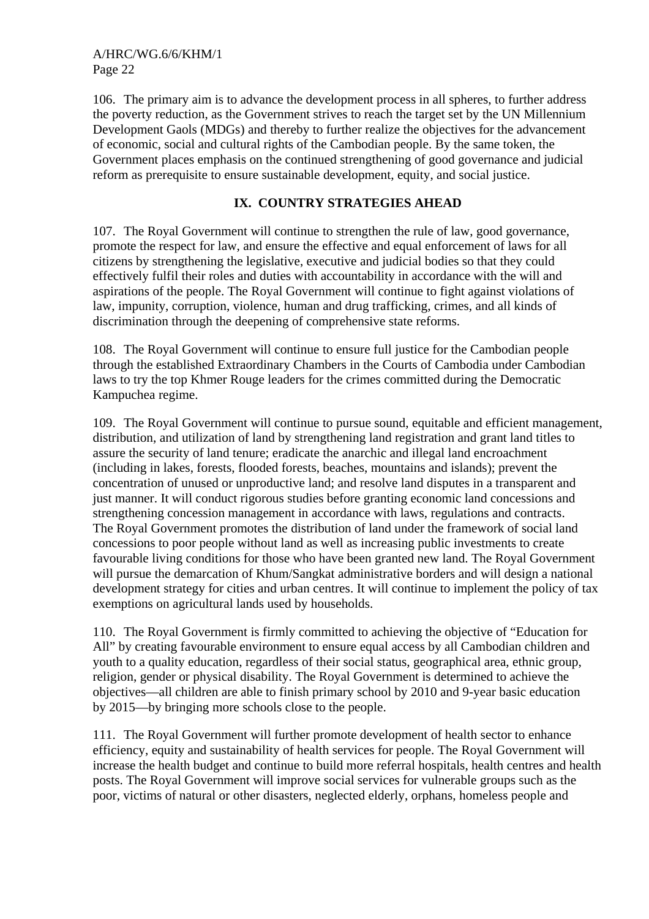106. The primary aim is to advance the development process in all spheres, to further address the poverty reduction, as the Government strives to reach the target set by the UN Millennium Development Gaols (MDGs) and thereby to further realize the objectives for the advancement of economic, social and cultural rights of the Cambodian people. By the same token, the Government places emphasis on the continued strengthening of good governance and judicial reform as prerequisite to ensure sustainable development, equity, and social justice.

## IX. COUNTRY STRATEGIES AHEAD

107. The Royal Government will continue to strengthen the rule of law, good governance, promote the respect for law, and ensure the effective and equal enforcement of laws for all citizens by strengthening the legislative, executive and judicial bodies so that they could effectively fulfil their roles and duties with accountability in accordance with the will and aspirations of the people. The Royal Government will continue to fight against violations of law, impunity, corruption, violence, human and drug trafficking, crimes, and all kinds of discrimination through the deepening of comprehensive state reforms.

108. The Royal Government will continue to ensure full justice for the Cambodian people through the established Extraordinary Chambers in the Courts of Cambodia under Cambodian laws to try the top Khmer Rouge leaders for the crimes committed during the Democratic Kampuchea regime.

109. The Royal Government will continue to pursue sound, equitable and efficient management, distribution, and utilization of land by strengthening land registration and grant land titles to assure the security of land tenure; eradicate the anarchic and illegal land encroachment (including in lakes, forests, flooded forests, beaches, mountains and islands); prevent the concentration of unused or unproductive land; and resolve land disputes in a transparent and just manner. It will conduct rigorous studies before granting economic land concessions and strengthening concession management in accordance with laws, regulations and contracts. The Royal Government promotes the distribution of land under the framework of social land concessions to poor people without land as well as increasing public investments to create favourable living conditions for those who have been granted new land. The Royal Government will pursue the demarcation of Khum/Sangkat administrative borders and will design a national development strategy for cities and urban centres. It will continue to implement the policy of tax exemptions on agricultural lands used by households.

110. The Royal Government is firmly committed to achieving the objective of "Education for All" by creating favourable environment to ensure equal access by all Cambodian children and youth to a quality education, regardless of their social status, geographical area, ethnic group, religion, gender or physical disability. The Royal Government is determined to achieve the objectives—all children are able to finish primary school by 2010 and 9-year basic education by 2015—by bringing more schools close to the people.

111. The Royal Government will further promote development of health sector to enhance efficiency, equity and sustainability of health services for people. The Royal Government will increase the health budget and continue to build more referral hospitals, health centres and health posts. The Royal Government will improve social services for vulnerable groups such as the poor, victims of natural or other disasters, neglected elderly, orphans, homeless people and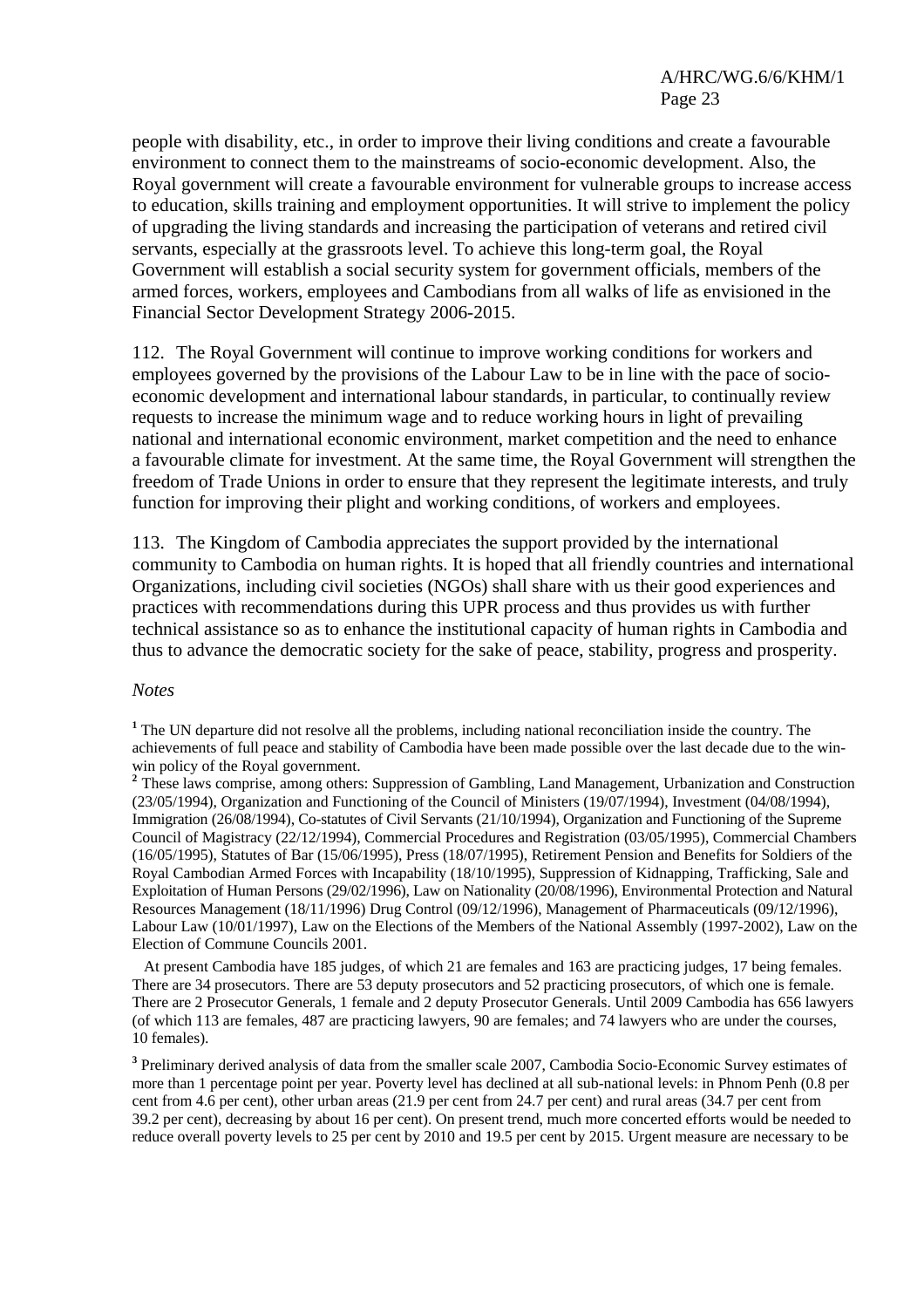people with disability, etc., in order to improve their living conditions and create a favourable environment to connect them to the mainstreams of socio-economic development. Also, the Royal government will create a favourable environment for vulnerable groups to increase access to education, skills training and employment opportunities. It will strive to implement the policy of upgrading the living standards and increasing the participation of veterans and retired civil servants, especially at the grassroots level. To achieve this long-term goal, the Royal Government will establish a social security system for government officials, members of the armed forces, workers, employees and Cambodians from all walks of life as envisioned in the Financial Sector Development Strategy 2006-2015.

112. The Royal Government will continue to improve working conditions for workers and employees governed by the provisions of the Labour Law to be in line with the pace of socio-economic development and international labour standards, in particular, to continually review requests to increase the minimum wage and to reduce working hours in light of prevailing national and international economic environment, market competition and the need to enhance a favourable climate for investment. At the same time, the Royal Government will strengthen the freedom of Trade Unions in order to ensure that they represent the legitimate interests, and truly function for improving their plight and working conditions, of workers and employees.

113. The Kingdom of Cambodia appreciates the support provided by the international community to Cambodia on human rights. It is hoped that all friendly countries and international Organizations, including civil societies (NGOs) shall share with us their good experiences and practices with recommendations during this UPR process and thus provides us with further technical assistance so as to enhance the institutional capacity of human rights in Cambodia and thus to advance the democratic society for the sake of peace, stability, progress and prosperity.

*Notes*

[1] The UN departure did not resolve all the problems, including national reconciliation inside the country. The achievements of full peace and stability of Cambodia have been made possible over the last decade due to the win-win policy of the Royal government.

[2] These laws comprise, among others: Suppression of Gambling, Land Management, Urbanization and Construction (23/05/1994), Organization and Functioning of the Council of Ministers (19/07/1994), Investment (04/08/1994), Immigration (26/08/1994), Co-statutes of Civil Servants (21/10/1994), Organization and Functioning of the Supreme Council of Magistracy (22/12/1994), Commercial Procedures and Registration (03/05/1995), Commercial Chambers (16/05/1995), Statutes of Bar (15/06/1995), Press (18/07/1995), Retirement Pension and Benefits for Soldiers of the Royal Cambodian Armed Forces with Incapability (18/10/1995), Suppression of Kidnapping, Trafficking, Sale and Exploitation of Human Persons (29/02/1996), Law on Nationality (20/08/1996), Environmental Protection and Natural Resources Management (18/11/1996) Drug Control (09/12/1996), Management of Pharmaceuticals (09/12/1996), Labour Law (10/01/1997), Law on the Elections of the Members of the National Assembly (1997-2002), Law on the Election of Commune Councils 2001.

At present Cambodia have 185 judges, of which 21 are females and 163 are practicing judges, 17 being females. There are 34 prosecutors. There are 53 deputy prosecutors and 52 practicing prosecutors, of which one is female. There are 2 Prosecutor Generals, 1 female and 2 deputy Prosecutor Generals. Until 2009 Cambodia has 656 lawyers (of which 113 are females, 487 are practicing lawyers, 90 are females; and 74 lawyers who are under the courses, 10 females).

[3] Preliminary derived analysis of data from the smaller scale 2007, Cambodia Socio-Economic Survey estimates of more than 1 percentage point per year. Poverty level has declined at all sub-national levels: in Phnom Penh (0.8 per cent from 4.6 per cent), other urban areas (21.9 per cent from 24.7 per cent) and rural areas (34.7 per cent from 39.2 per cent), decreasing by about 16 per cent). On present trend, much more concerted efforts would be needed to reduce overall poverty levels to 25 per cent by 2010 and 19.5 per cent by 2015. Urgent measure are necessary to be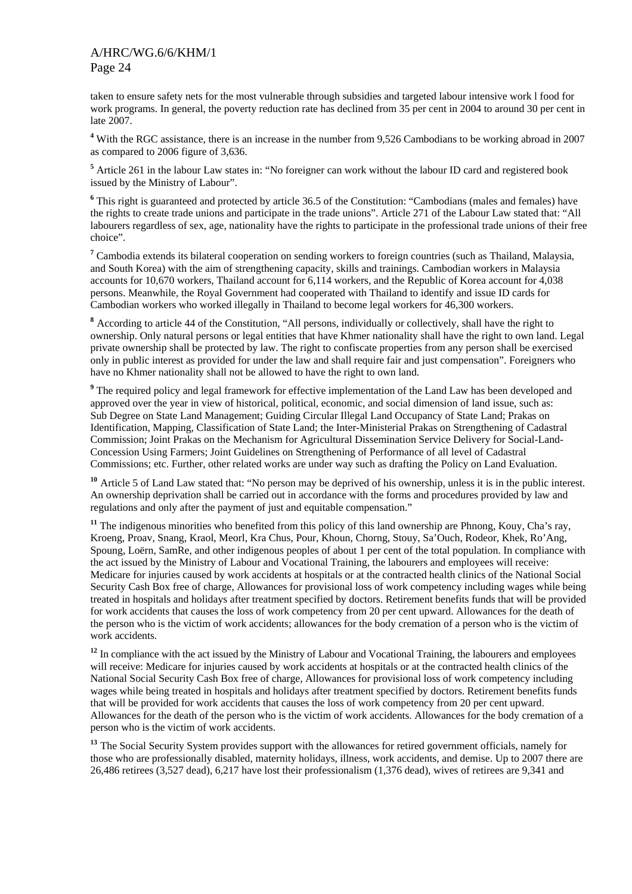taken to ensure safety nets for the most vulnerable through subsidies and targeted labour intensive work l food for work programs. In general, the poverty reduction rate has declined from 35 per cent in 2004 to around 30 per cent in late 2007.

[4] With the RGC assistance, there is an increase in the number from 9,526 Cambodians to be working abroad in 2007 as compared to 2006 figure of 3,636.

[5] Article 261 in the labour Law states in: "No foreigner can work without the labour ID card and registered book issued by the Ministry of Labour".

[6] This right is guaranteed and protected by article 36.5 of the Constitution: "Cambodians (males and females) have the rights to create trade unions and participate in the trade unions". Article 271 of the Labour Law stated that: "All labourers regardless of sex, age, nationality have the rights to participate in the professional trade unions of their free choice".

[7] Cambodia extends its bilateral cooperation on sending workers to foreign countries (such as Thailand, Malaysia, and South Korea) with the aim of strengthening capacity, skills and trainings. Cambodian workers in Malaysia accounts for 10,670 workers, Thailand account for 6,114 workers, and the Republic of Korea account for 4,038 persons. Meanwhile, the Royal Government had cooperated with Thailand to identify and issue ID cards for Cambodian workers who worked illegally in Thailand to become legal workers for 46,300 workers.

[8] According to article 44 of the Constitution, "All persons, individually or collectively, shall have the right to ownership. Only natural persons or legal entities that have Khmer nationality shall have the right to own land. Legal private ownership shall be protected by law. The right to confiscate properties from any person shall be exercised only in public interest as provided for under the law and shall require fair and just compensation". Foreigners who have no Khmer nationality shall not be allowed to have the right to own land.

[9] The required policy and legal framework for effective implementation of the Land Law has been developed and approved over the year in view of historical, political, economic, and social dimension of land issue, such as: Sub Degree on State Land Management; Guiding Circular Illegal Land Occupancy of State Land; Prakas on Identification, Mapping, Classification of State Land; the Inter-Ministerial Prakas on Strengthening of Cadastral Commission; Joint Prakas on the Mechanism for Agricultural Dissemination Service Delivery for Social-Land-Concession Using Farmers; Joint Guidelines on Strengthening of Performance of all level of Cadastral Commissions; etc. Further, other related works are under way such as drafting the Policy on Land Evaluation.

[10] Article 5 of Land Law stated that: "No person may be deprived of his ownership, unless it is in the public interest. An ownership deprivation shall be carried out in accordance with the forms and procedures provided by law and regulations and only after the payment of just and equitable compensation."

[11] The indigenous minorities who benefited from this policy of this land ownership are Phnong, Kouy, Cha's ray, Kroeng, Proav, Snang, Kraol, Meorl, Kra Chus, Pour, Khoun, Chorng, Stouy, Sa'Ouch, Rodeor, Khek, Ro'Ang, Spoung, Loërn, SamRe, and other indigenous peoples of about 1 per cent of the total population. In compliance with the act issued by the Ministry of Labour and Vocational Training, the labourers and employees will receive: Medicare for injuries caused by work accidents at hospitals or at the contracted health clinics of the National Social Security Cash Box free of charge, Allowances for provisional loss of work competency including wages while being treated in hospitals and holidays after treatment specified by doctors. Retirement benefits funds that will be provided for work accidents that causes the loss of work competency from 20 per cent upward. Allowances for the death of the person who is the victim of work accidents; allowances for the body cremation of a person who is the victim of work accidents.

[12] In compliance with the act issued by the Ministry of Labour and Vocational Training, the labourers and employees will receive: Medicare for injuries caused by work accidents at hospitals or at the contracted health clinics of the National Social Security Cash Box free of charge, Allowances for provisional loss of work competency including wages while being treated in hospitals and holidays after treatment specified by doctors. Retirement benefits funds that will be provided for work accidents that causes the loss of work competency from 20 per cent upward. Allowances for the death of the person who is the victim of work accidents. Allowances for the body cremation of a person who is the victim of work accidents.

[13] The Social Security System provides support with the allowances for retired government officials, namely for those who are professionally disabled, maternity holidays, illness, work accidents, and demise. Up to 2007 there are 26,486 retirees (3,527 dead), 6,217 have lost their professionalism (1,376 dead), wives of retirees are 9,341 and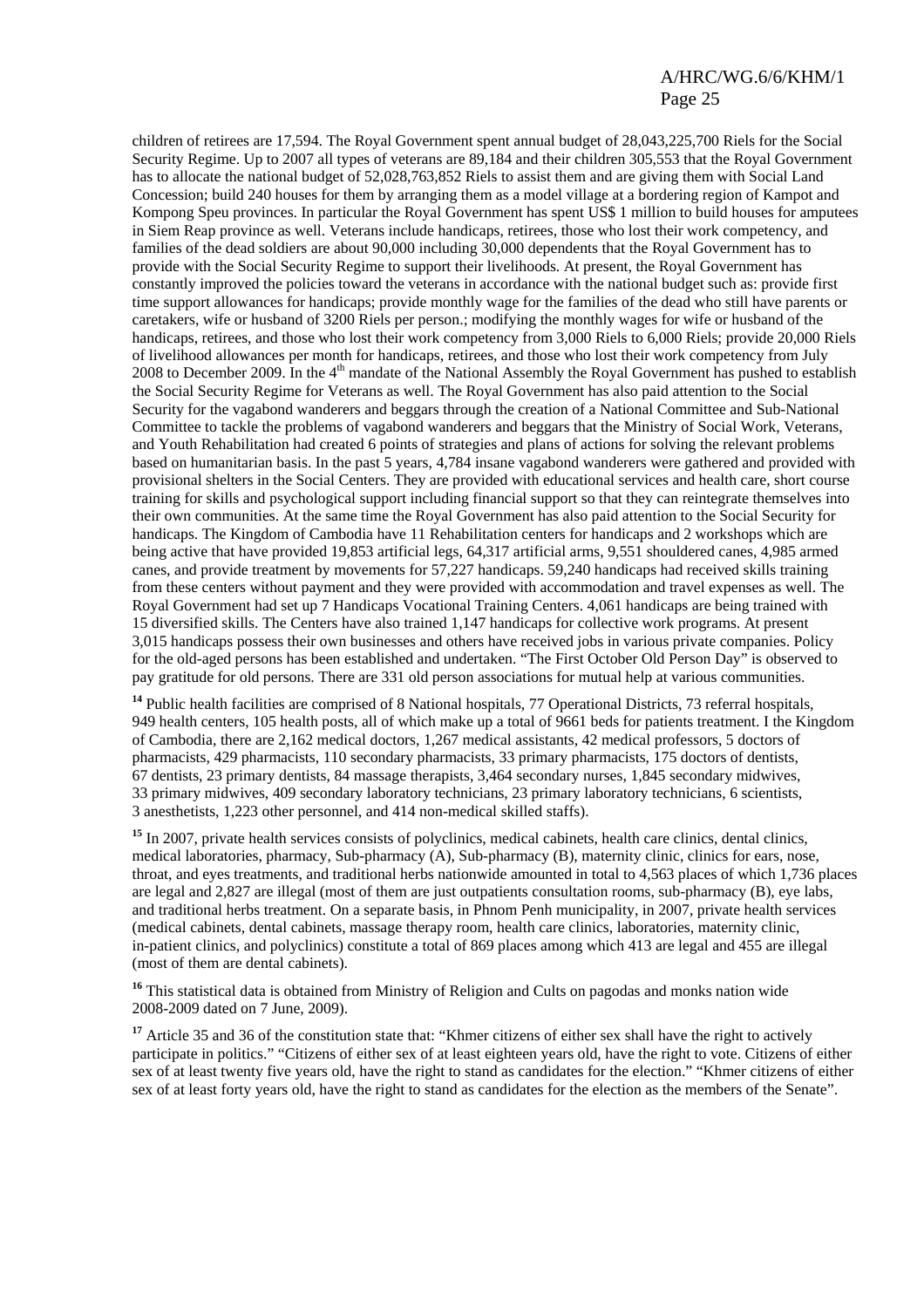children of retirees are 17,594. The Royal Government spent annual budget of 28,043,225,700 Riels for the Social Security Regime. Up to 2007 all types of veterans are 89,184 and their children 305,553 that the Royal Government has to allocate the national budget of 52,028,763,852 Riels to assist them and are giving them with Social Land Concession; build 240 houses for them by arranging them as a model village at a bordering region of Kampot and Kompong Speu provinces. In particular the Royal Government has spent US$ 1 million to build houses for amputees in Siem Reap province as well. Veterans include handicaps, retirees, those who lost their work competency, and families of the dead soldiers are about 90,000 including 30,000 dependents that the Royal Government has to provide with the Social Security Regime to support their livelihoods. At present, the Royal Government has constantly improved the policies toward the veterans in accordance with the national budget such as: provide first time support allowances for handicaps; provide monthly wage for the families of the dead who still have parents or caretakers, wife or husband of 3200 Riels per person.; modifying the monthly wages for wife or husband of the handicaps, retirees, and those who lost their work competency from 3,000 Riels to 6,000 Riels; provide 20,000 Riels of livelihood allowances per month for handicaps, retirees, and those who lost their work competency from July 2008 to December 2009. In the 4th mandate of the National Assembly the Royal Government has pushed to establish the Social Security Regime for Veterans as well. The Royal Government has also paid attention to the Social Security for the vagabond wanderers and beggars through the creation of a National Committee and Sub-National Committee to tackle the problems of vagabond wanderers and beggars that the Ministry of Social Work, Veterans, and Youth Rehabilitation had created 6 points of strategies and plans of actions for solving the relevant problems based on humanitarian basis. In the past 5 years, 4,784 insane vagabond wanderers were gathered and provided with provisional shelters in the Social Centers. They are provided with educational services and health care, short course training for skills and psychological support including financial support so that they can reintegrate themselves into their own communities. At the same time the Royal Government has also paid attention to the Social Security for handicaps. The Kingdom of Cambodia have 11 Rehabilitation centers for handicaps and 2 workshops which are being active that have provided 19,853 artificial legs, 64,317 artificial arms, 9,551 shouldered canes, 4,985 armed canes, and provide treatment by movements for 57,227 handicaps. 59,240 handicaps had received skills training from these centers without payment and they were provided with accommodation and travel expenses as well. The Royal Government had set up 7 Handicaps Vocational Training Centers. 4,061 handicaps are being trained with 15 diversified skills. The Centers have also trained 1,147 handicaps for collective work programs. At present 3,015 handicaps possess their own businesses and others have received jobs in various private companies. Policy for the old-aged persons has been established and undertaken. "The First October Old Person Day" is observed to pay gratitude for old persons. There are 331 old person associations for mutual help at various communities.

[14] Public health facilities are comprised of 8 National hospitals, 77 Operational Districts, 73 referral hospitals, 949 health centers, 105 health posts, all of which make up a total of 9661 beds for patients treatment. I the Kingdom of Cambodia, there are 2,162 medical doctors, 1,267 medical assistants, 42 medical professors, 5 doctors of pharmacists, 429 pharmacists, 110 secondary pharmacists, 33 primary pharmacists, 175 doctors of dentists, 67 dentists, 23 primary dentists, 84 massage therapists, 3,464 secondary nurses, 1,845 secondary midwives, 33 primary midwives, 409 secondary laboratory technicians, 23 primary laboratory technicians, 6 scientists, 3 anesthetists, 1,223 other personnel, and 414 non-medical skilled staffs).

[15] In 2007, private health services consists of polyclinics, medical cabinets, health care clinics, dental clinics, medical laboratories, pharmacy, Sub-pharmacy (A), Sub-pharmacy (B), maternity clinic, clinics for ears, nose, throat, and eyes treatments, and traditional herbs nationwide amounted in total to 4,563 places of which 1,736 places are legal and 2,827 are illegal (most of them are just outpatients consultation rooms, sub-pharmacy (B), eye labs, and traditional herbs treatment. On a separate basis, in Phnom Penh municipality, in 2007, private health services (medical cabinets, dental cabinets, massage therapy room, health care clinics, laboratories, maternity clinic, in-patient clinics, and polyclinics) constitute a total of 869 places among which 413 are legal and 455 are illegal (most of them are dental cabinets).

[16] This statistical data is obtained from Ministry of Religion and Cults on pagodas and monks nation wide 2008-2009 dated on 7 June, 2009).

[17] Article 35 and 36 of the constitution state that: "Khmer citizens of either sex shall have the right to actively participate in politics." "Citizens of either sex of at least eighteen years old, have the right to vote. Citizens of either sex of at least twenty five years old, have the right to stand as candidates for the election." "Khmer citizens of either sex of at least forty years old, have the right to stand as candidates for the election as the members of the Senate".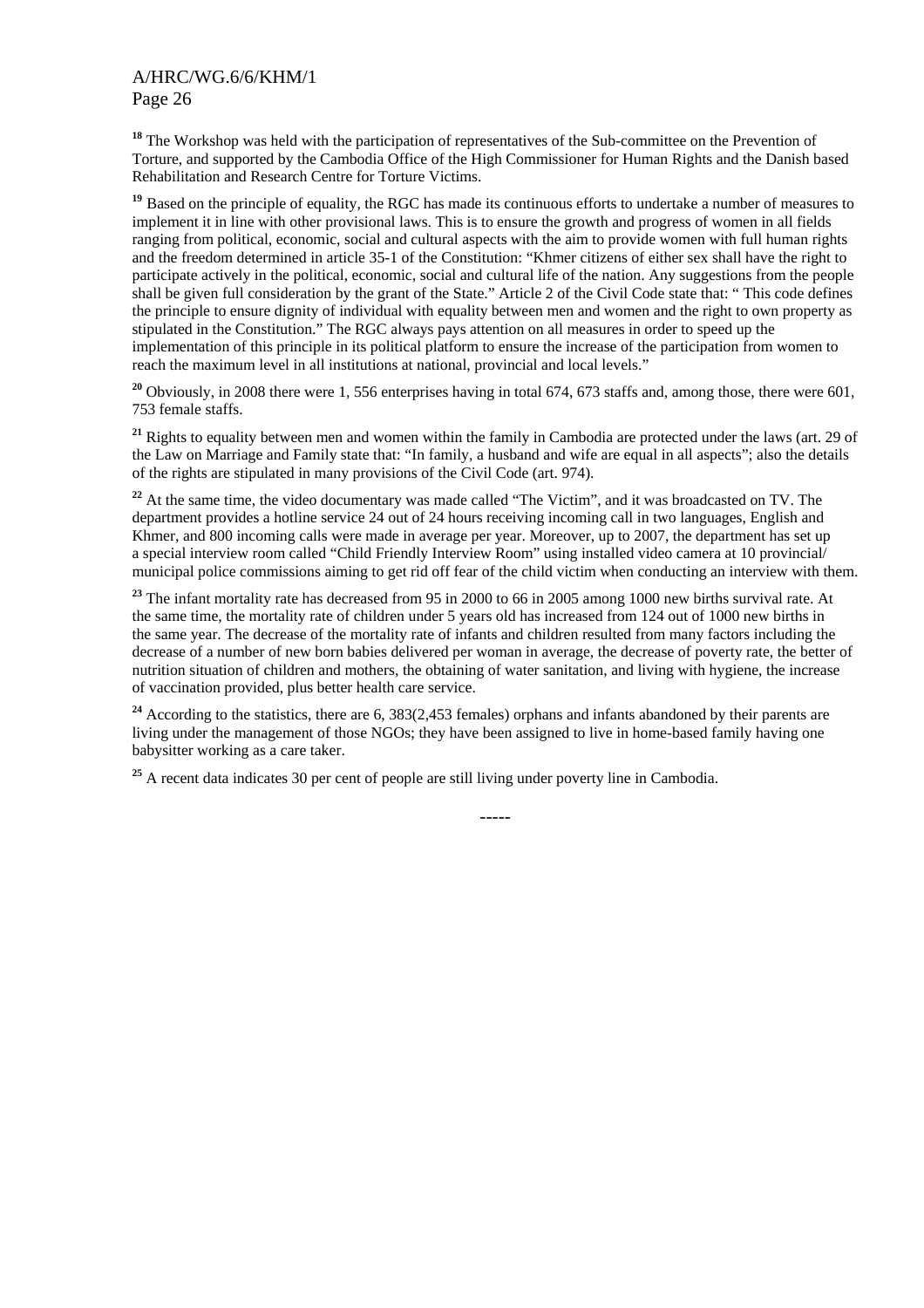[18] The Workshop was held with the participation of representatives of the Sub-committee on the Prevention of Torture, and supported by the Cambodia Office of the High Commissioner for Human Rights and the Danish based Rehabilitation and Research Centre for Torture Victims.

[19] Based on the principle of equality, the RGC has made its continuous efforts to undertake a number of measures to implement it in line with other provisional laws. This is to ensure the growth and progress of women in all fields ranging from political, economic, social and cultural aspects with the aim to provide women with full human rights and the freedom determined in article 35-1 of the Constitution: "Khmer citizens of either sex shall have the right to participate actively in the political, economic, social and cultural life of the nation. Any suggestions from the people shall be given full consideration by the grant of the State." Article 2 of the Civil Code state that: " This code defines the principle to ensure dignity of individual with equality between men and women and the right to own property as stipulated in the Constitution." The RGC always pays attention on all measures in order to speed up the implementation of this principle in its political platform to ensure the increase of the participation from women to reach the maximum level in all institutions at national, provincial and local levels."

[20] Obviously, in 2008 there were 1, 556 enterprises having in total 674, 673 staffs and, among those, there were 601, 753 female staffs.

[21] Rights to equality between men and women within the family in Cambodia are protected under the laws (art. 29 of the Law on Marriage and Family state that: "In family, a husband and wife are equal in all aspects"; also the details of the rights are stipulated in many provisions of the Civil Code (art. 974).

[22] At the same time, the video documentary was made called "The Victim", and it was broadcasted on TV. The department provides a hotline service 24 out of 24 hours receiving incoming call in two languages, English and Khmer, and 800 incoming calls were made in average per year. Moreover, up to 2007, the department has set up a special interview room called "Child Friendly Interview Room" using installed video camera at 10 provincial/ municipal police commissions aiming to get rid off fear of the child victim when conducting an interview with them.

[23] The infant mortality rate has decreased from 95 in 2000 to 66 in 2005 among 1000 new births survival rate. At the same time, the mortality rate of children under 5 years old has increased from 124 out of 1000 new births in the same year. The decrease of the mortality rate of infants and children resulted from many factors including the decrease of a number of new born babies delivered per woman in average, the decrease of poverty rate, the better of nutrition situation of children and mothers, the obtaining of water sanitation, and living with hygiene, the increase of vaccination provided, plus better health care service.

[24] According to the statistics, there are 6, 383(2,453 females) orphans and infants abandoned by their parents are living under the management of those NGOs; they have been assigned to live in home-based family having one babysitter working as a care taker.

[25] A recent data indicates 30 per cent of people are still living under poverty line in Cambodia.

-----